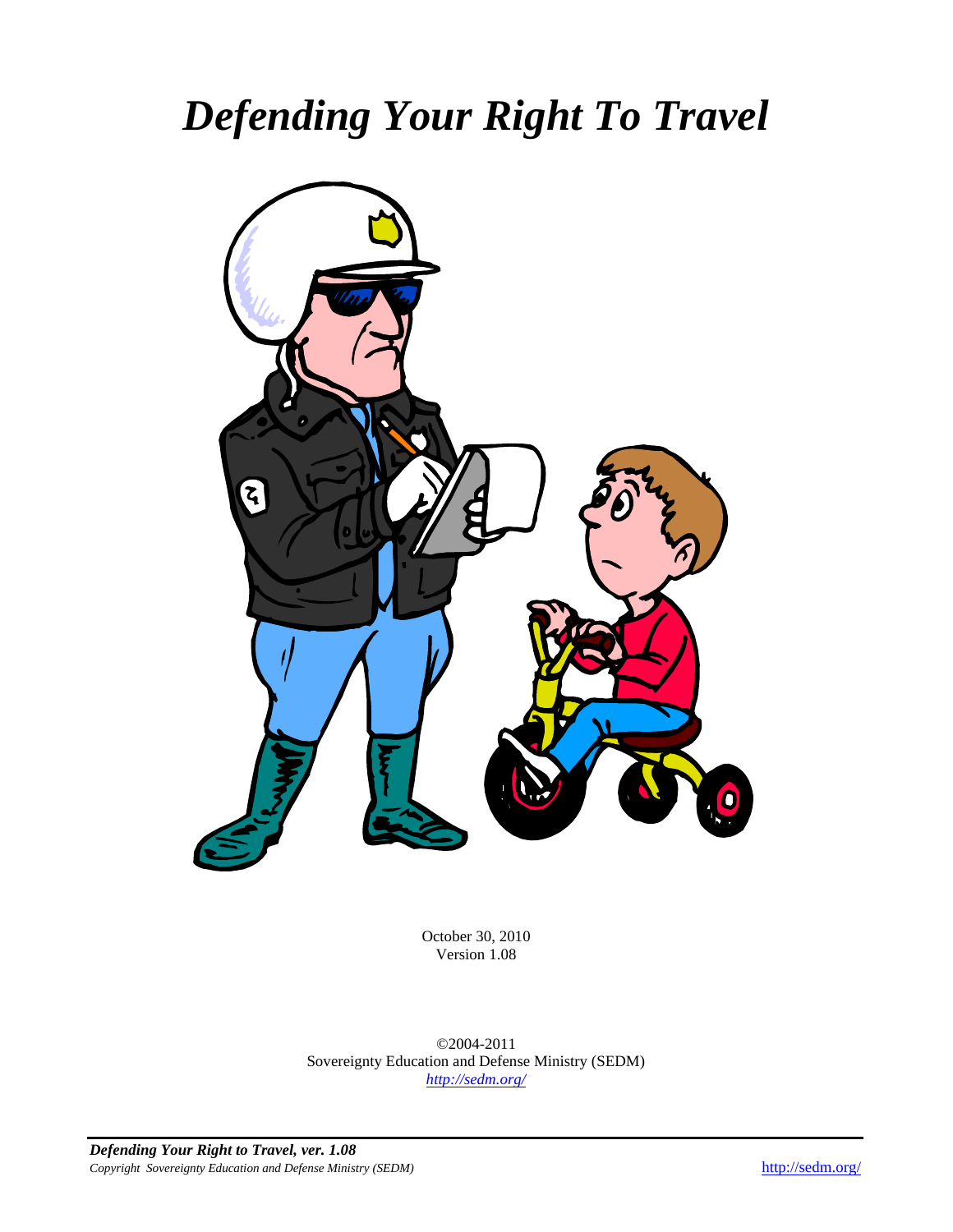# *Defending Your Right To Travel*

October 30, 2010
Version 1.08

©2004-2011
Sovereignty Education and Defense Ministry (SEDM)
*http://sedm.org/*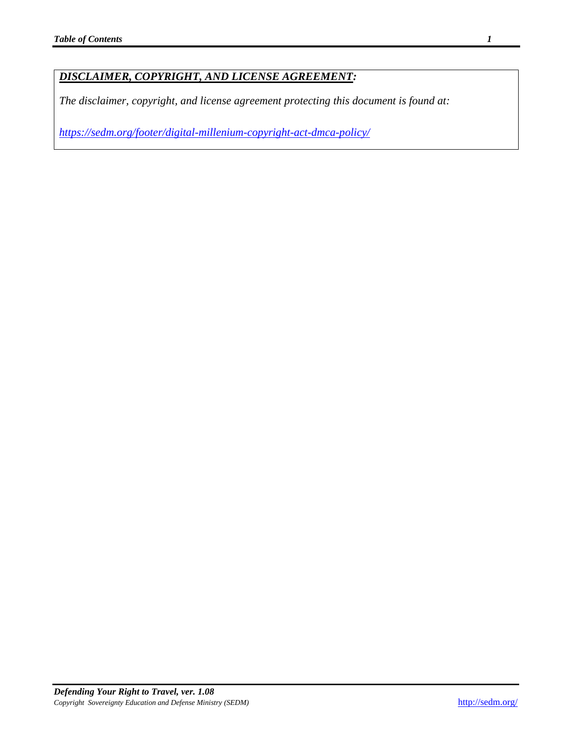***DISCLAIMER, COPYRIGHT, AND LICENSE AGREEMENT:***

*The disclaimer, copyright, and license agreement protecting this document is found at:*

*https://sedm.org/footer/digital-millenium-copyright-act-dmca-policy/*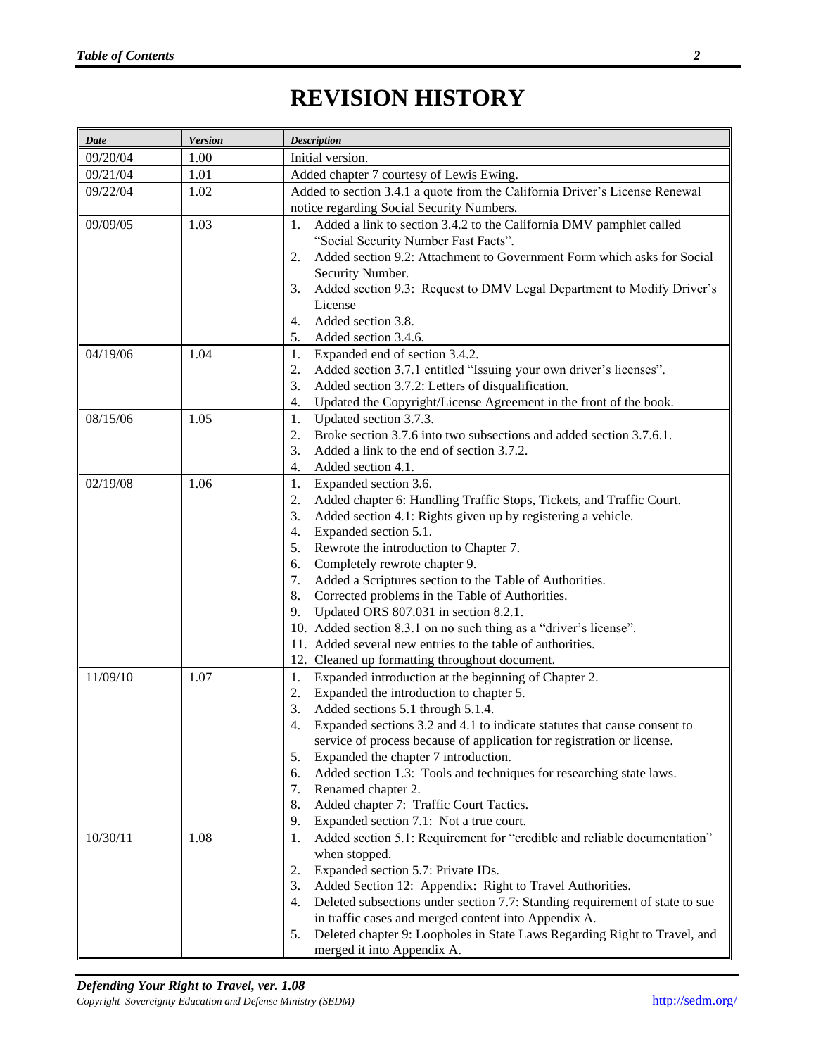# REVISION HISTORY

| *Date* | *Version* | *Description* |
|---|---|---|
| 09/20/04 | 1.00 | Initial version. |
| 09/21/04 | 1.01 | Added chapter 7 courtesy of Lewis Ewing. |
| 09/22/04 | 1.02 | Added to section 3.4.1 a quote from the California Driver's License Renewal notice regarding Social Security Numbers. |
| 09/09/05 | 1.03 | 1. Added a link to section 3.4.2 to the California DMV pamphlet called "Social Security Number Fast Facts".<br>2. Added section 9.2: Attachment to Government Form which asks for Social Security Number.<br>3. Added section 9.3: Request to DMV Legal Department to Modify Driver's License<br>4. Added section 3.8.<br>5. Added section 3.4.6. |
| 04/19/06 | 1.04 | 1. Expanded end of section 3.4.2.<br>2. Added section 3.7.1 entitled "Issuing your own driver's licenses".<br>3. Added section 3.7.2: Letters of disqualification.<br>4. Updated the Copyright/License Agreement in the front of the book. |
| 08/15/06 | 1.05 | 1. Updated section 3.7.3.<br>2. Broke section 3.7.6 into two subsections and added section 3.7.6.1.<br>3. Added a link to the end of section 3.7.2.<br>4. Added section 4.1. |
| 02/19/08 | 1.06 | 1. Expanded section 3.6.<br>2. Added chapter 6: Handling Traffic Stops, Tickets, and Traffic Court.<br>3. Added section 4.1: Rights given up by registering a vehicle.<br>4. Expanded section 5.1.<br>5. Rewrote the introduction to Chapter 7.<br>6. Completely rewrote chapter 9.<br>7. Added a Scriptures section to the Table of Authorities.<br>8. Corrected problems in the Table of Authorities.<br>9. Updated ORS 807.031 in section 8.2.1.<br>10. Added section 8.3.1 on no such thing as a "driver's license".<br>11. Added several new entries to the table of authorities.<br>12. Cleaned up formatting throughout document. |
| 11/09/10 | 1.07 | 1. Expanded introduction at the beginning of Chapter 2.<br>2. Expanded the introduction to chapter 5.<br>3. Added sections 5.1 through 5.1.4.<br>4. Expanded sections 3.2 and 4.1 to indicate statutes that cause consent to service of process because of application for registration or license.<br>5. Expanded the chapter 7 introduction.<br>6. Added section 1.3: Tools and techniques for researching state laws.<br>7. Renamed chapter 2.<br>8. Added chapter 7: Traffic Court Tactics.<br>9. Expanded section 7.1: Not a true court. |
| 10/30/11 | 1.08 | 1. Added section 5.1: Requirement for "credible and reliable documentation" when stopped.<br>2. Expanded section 5.7: Private IDs.<br>3. Added Section 12: Appendix: Right to Travel Authorities.<br>4. Deleted subsections under section 7.7: Standing requirement of state to sue in traffic cases and merged content into Appendix A.<br>5. Deleted chapter 9: Loopholes in State Laws Regarding Right to Travel, and merged it into Appendix A. |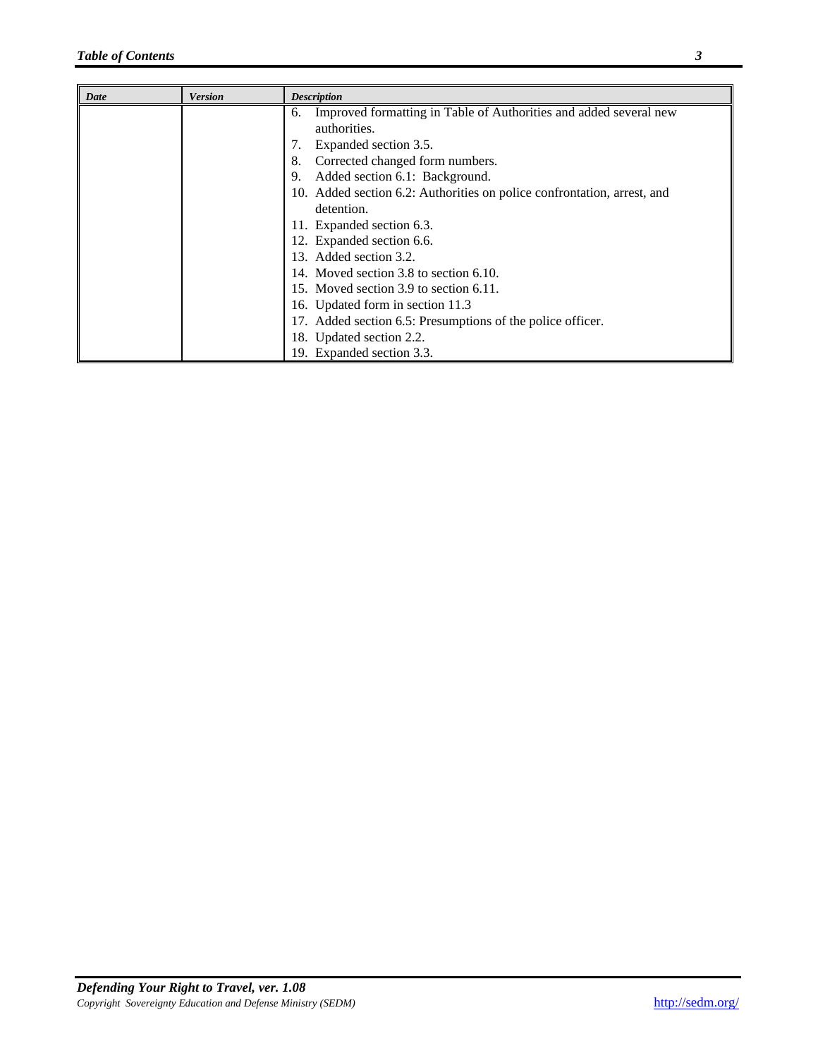| Date | Version | Description |
|---|---|---|
| | | 6. Improved formatting in Table of Authorities and added several new authorities.<br>7. Expanded section 3.5.<br>8. Corrected changed form numbers.<br>9. Added section 6.1: Background.<br>10. Added section 6.2: Authorities on police confrontation, arrest, and detention.<br>11. Expanded section 6.3.<br>12. Expanded section 6.6.<br>13. Added section 3.2.<br>14. Moved section 3.8 to section 6.10.<br>15. Moved section 3.9 to section 6.11.<br>16. Updated form in section 11.3<br>17. Added section 6.5: Presumptions of the police officer.<br>18. Updated section 2.2.<br>19. Expanded section 3.3. |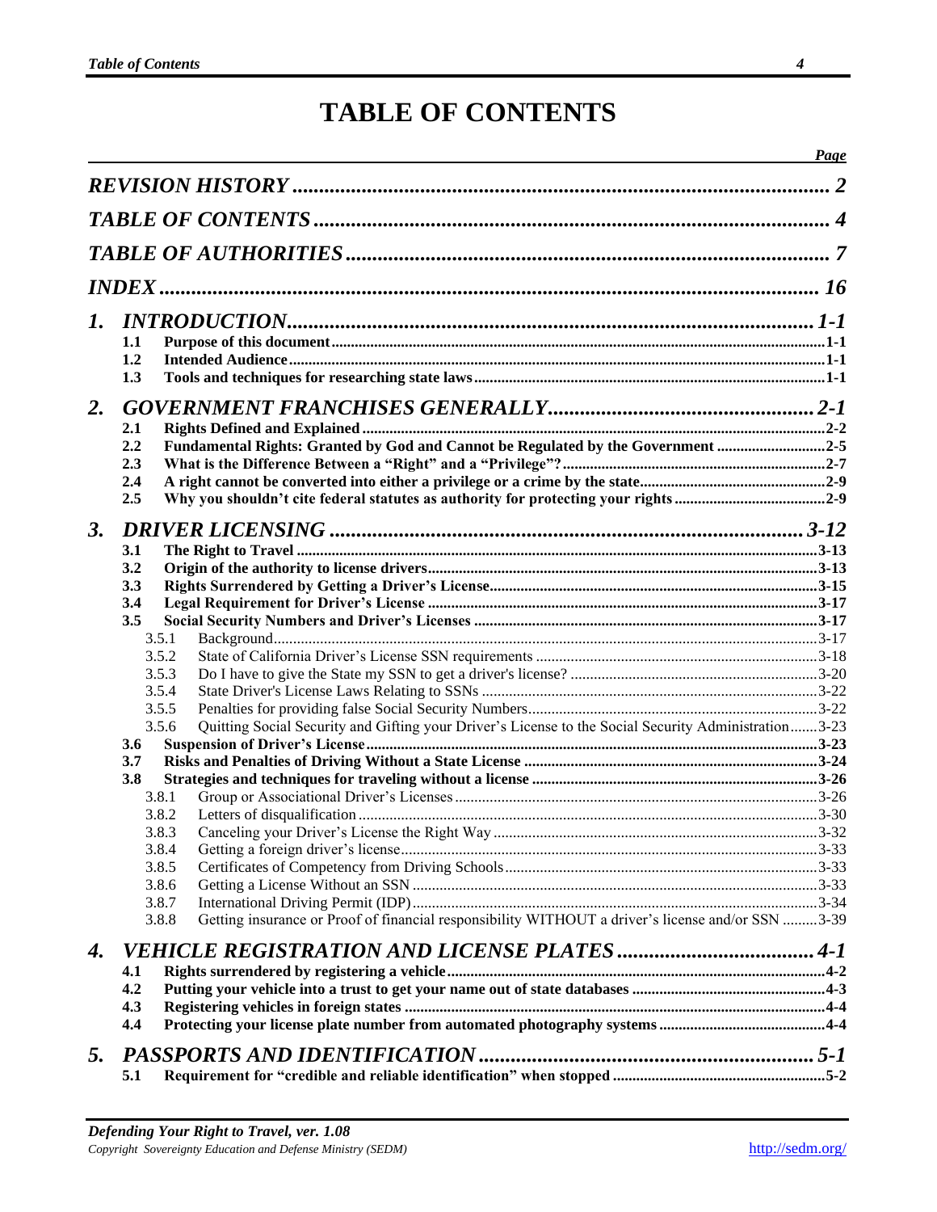# TABLE OF CONTENTS

| | Page |
|---|---|
| ***REVISION HISTORY*** | ***2*** |
| ***TABLE OF CONTENTS*** | ***4*** |
| ***TABLE OF AUTHORITIES*** | ***7*** |
| ***INDEX*** | ***16*** |
| ***1. INTRODUCTION*** | ***1-1*** |
| **1.1 Purpose of this document** | **1-1** |
| **1.2 Intended Audience** | **1-1** |
| **1.3 Tools and techniques for researching state laws** | **1-1** |
| ***2. GOVERNMENT FRANCHISES GENERALLY*** | ***2-1*** |
| **2.1 Rights Defined and Explained** | **2-2** |
| **2.2 Fundamental Rights: Granted by God and Cannot be Regulated by the Government** | **2-5** |
| **2.3 What is the Difference Between a "Right" and a "Privilege"?** | **2-7** |
| **2.4 A right cannot be converted into either a privilege or a crime by the state** | **2-9** |
| **2.5 Why you shouldn't cite federal statutes as authority for protecting your rights** | **2-9** |
| ***3. DRIVER LICENSING*** | ***3-12*** |
| **3.1 The Right to Travel** | **3-13** |
| **3.2 Origin of the authority to license drivers** | **3-13** |
| **3.3 Rights Surrendered by Getting a Driver's License** | **3-15** |
| **3.4 Legal Requirement for Driver's License** | **3-17** |
| **3.5 Social Security Numbers and Driver's Licenses** | **3-17** |
| 3.5.1 Background | 3-17 |
| 3.5.2 State of California Driver's License SSN requirements | 3-18 |
| 3.5.3 Do I have to give the State my SSN to get a driver's license? | 3-20 |
| 3.5.4 State Driver's License Laws Relating to SSNs | 3-22 |
| 3.5.5 Penalties for providing false Social Security Numbers | 3-22 |
| 3.5.6 Quitting Social Security and Gifting your Driver's License to the Social Security Administration | 3-23 |
| **3.6 Suspension of Driver's License** | **3-23** |
| **3.7 Risks and Penalties of Driving Without a State License** | **3-24** |
| **3.8 Strategies and techniques for traveling without a license** | **3-26** |
| 3.8.1 Group or Associational Driver's Licenses | 3-26 |
| 3.8.2 Letters of disqualification | 3-30 |
| 3.8.3 Canceling your Driver's License the Right Way | 3-32 |
| 3.8.4 Getting a foreign driver's license | 3-33 |
| 3.8.5 Certificates of Competency from Driving Schools | 3-33 |
| 3.8.6 Getting a License Without an SSN | 3-33 |
| 3.8.7 International Driving Permit (IDP) | 3-34 |
| 3.8.8 Getting insurance or Proof of financial responsibility WITHOUT a driver's license and/or SSN | 3-39 |
| ***4. VEHICLE REGISTRATION AND LICENSE PLATES*** | ***4-1*** |
| **4.1 Rights surrendered by registering a vehicle** | **4-2** |
| **4.2 Putting your vehicle into a trust to get your name out of state databases** | **4-3** |
| **4.3 Registering vehicles in foreign states** | **4-4** |
| **4.4 Protecting your license plate number from automated photography systems** | **4-4** |
| ***5. PASSPORTS AND IDENTIFICATION*** | ***5-1*** |
| **5.1 Requirement for "credible and reliable identification" when stopped** | **5-2** |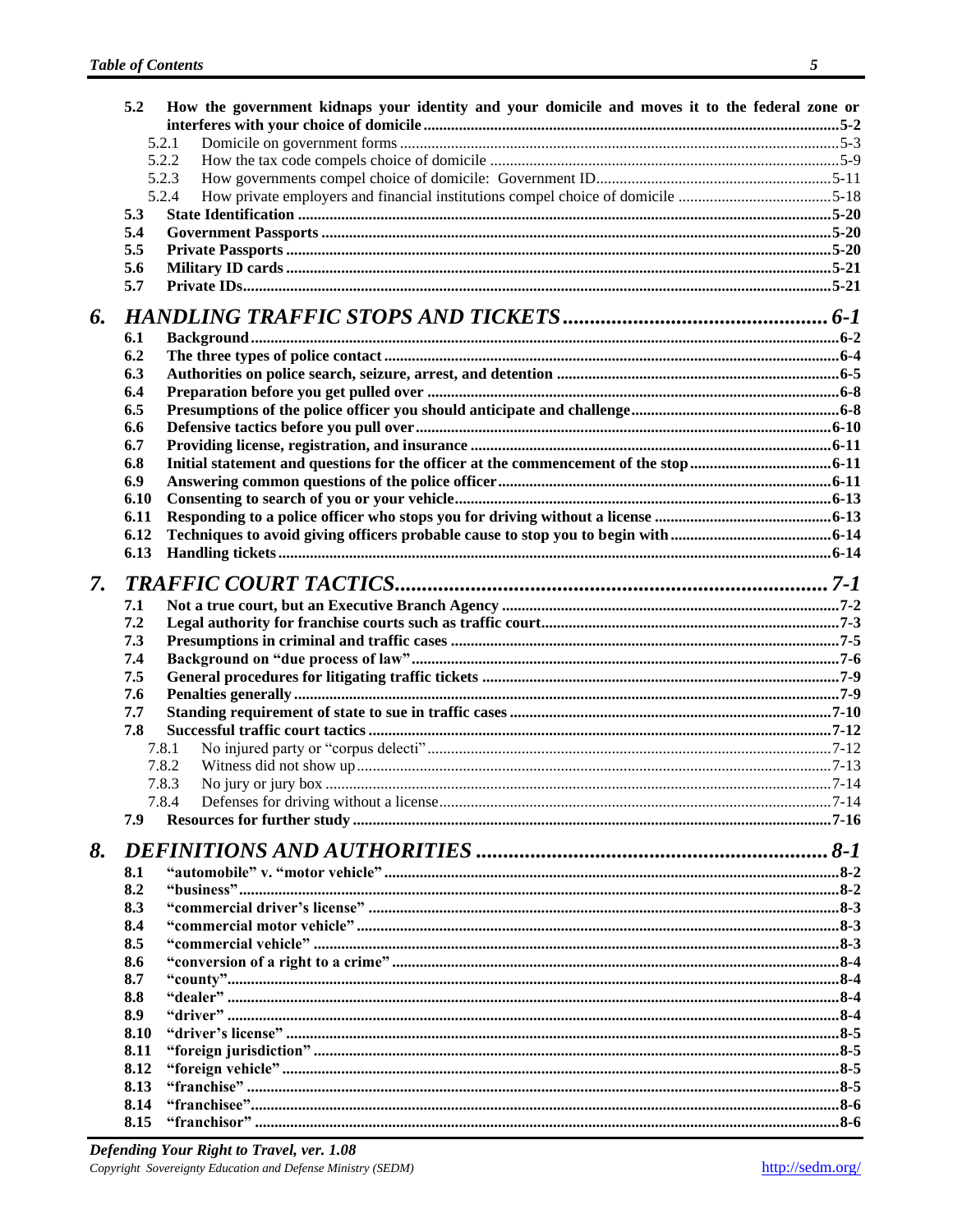5.2 **How the government kidnaps your identity and your domicile and moves it to the federal zone or interferes with your choice of domicile** ....5-2

- 5.2.1 Domicile on government forms ....5-3
- 5.2.2 How the tax code compels choice of domicile ....5-9
- 5.2.3 How governments compel choice of domicile: Government ID....5-11
- 5.2.4 How private employers and financial institutions compel choice of domicile ....5-18

5.3 **State Identification** ....5-20
5.4 **Government Passports** ....5-20
5.5 **Private Passports** ....5-20
5.6 **Military ID cards** ....5-21
5.7 **Private IDs**....5-21

# *6. HANDLING TRAFFIC STOPS AND TICKETS ....6-1*

6.1 **Background** ....6-2
6.2 **The three types of police contact** ....6-4
6.3 **Authorities on police search, seizure, arrest, and detention** ....6-5
6.4 **Preparation before you get pulled over** ....6-8
6.5 **Presumptions of the police officer you should anticipate and challenge**....6-8
6.6 **Defensive tactics before you pull over**....6-10
6.7 **Providing license, registration, and insurance** ....6-11
6.8 **Initial statement and questions for the officer at the commencement of the stop**....6-11
6.9 **Answering common questions of the police officer**....6-11
6.10 **Consenting to search of you or your vehicle**....6-13
6.11 **Responding to a police officer who stops you for driving without a license** ....6-13
6.12 **Techniques to avoid giving officers probable cause to stop you to begin with**....6-14
6.13 **Handling tickets** ....6-14

# *7. TRAFFIC COURT TACTICS....7-1*

7.1 **Not a true court, but an Executive Branch Agency** ....7-2
7.2 **Legal authority for franchise courts such as traffic court**....7-3
7.3 **Presumptions in criminal and traffic cases** ....7-5
7.4 **Background on "due process of law"** ....7-6
7.5 **General procedures for litigating traffic tickets** ....7-9
7.6 **Penalties generally** ....7-9
7.7 **Standing requirement of state to sue in traffic cases** ....7-10
7.8 **Successful traffic court tactics** ....7-12

- 7.8.1 No injured party or "corpus delecti" ....7-12
- 7.8.2 Witness did not show up....7-13
- 7.8.3 No jury or jury box ....7-14
- 7.8.4 Defenses for driving without a license....7-14

7.9 **Resources for further study** ....7-16

# *8. DEFINITIONS AND AUTHORITIES ....8-1*

8.1 **"automobile" v. "motor vehicle"** ....8-2
8.2 **"business"** ....8-2
8.3 **"commercial driver's license"** ....8-3
8.4 **"commercial motor vehicle"** ....8-3
8.5 **"commercial vehicle"** ....8-3
8.6 **"conversion of a right to a crime"** ....8-4
8.7 **"county"**....8-4
8.8 **"dealer"** ....8-4
8.9 **"driver"** ....8-4
8.10 **"driver's license"** ....8-5
8.11 **"foreign jurisdiction"** ....8-5
8.12 **"foreign vehicle"** ....8-5
8.13 **"franchise"** ....8-5
8.14 **"franchisee"**....8-6
8.15 **"franchisor"** ....8-6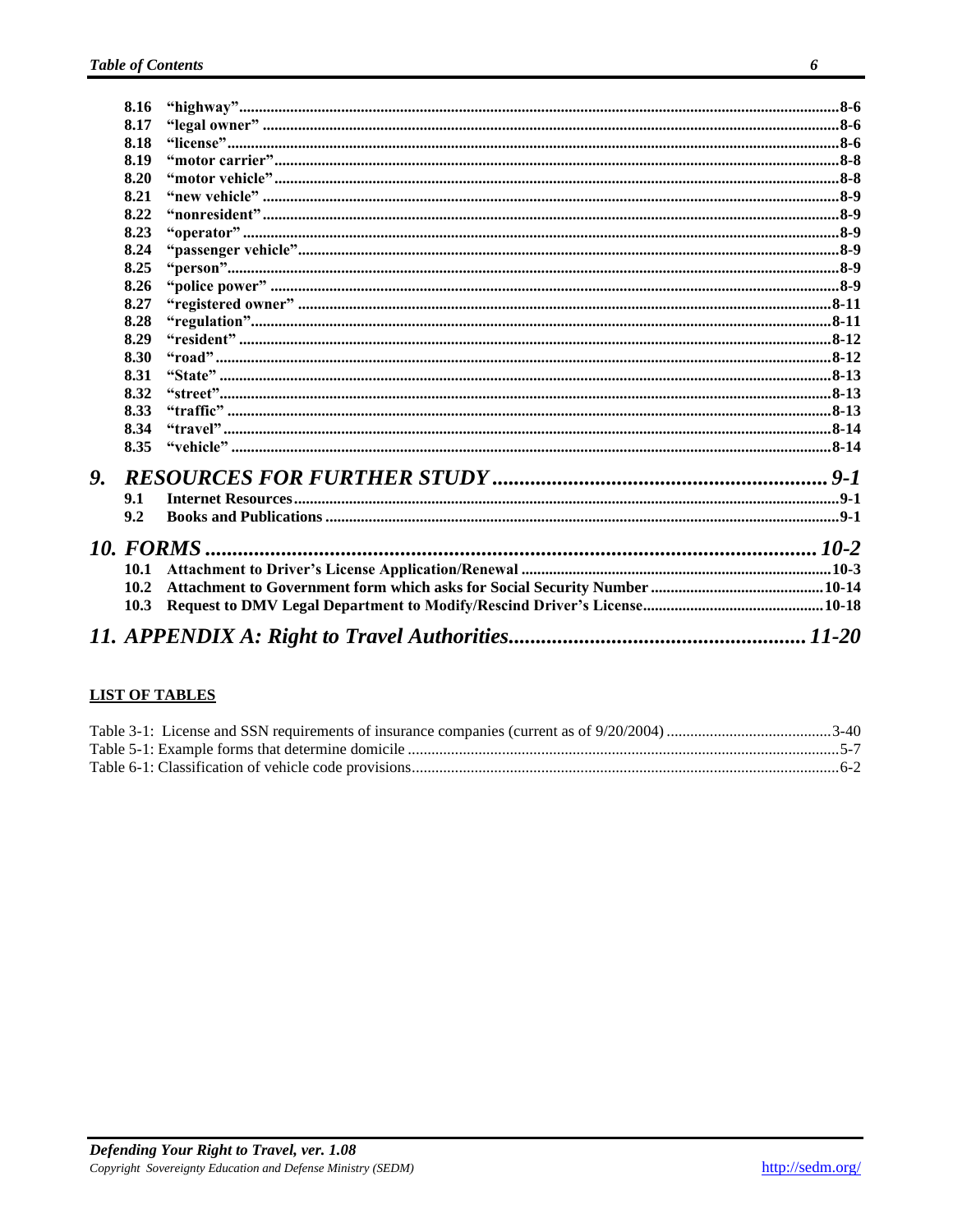8.16 “highway” ........ 8-6
8.17 “legal owner” ........ 8-6
8.18 “license” ........ 8-6
8.19 “motor carrier” ........ 8-8
8.20 “motor vehicle” ........ 8-8
8.21 “new vehicle” ........ 8-9
8.22 “nonresident” ........ 8-9
8.23 “operator” ........ 8-9
8.24 “passenger vehicle” ........ 8-9
8.25 “person” ........ 8-9
8.26 “police power” ........ 8-9
8.27 “registered owner” ........ 8-11
8.28 “regulation” ........ 8-11
8.29 “resident” ........ 8-12
8.30 “road” ........ 8-12
8.31 “State” ........ 8-13
8.32 “street” ........ 8-13
8.33 “traffic” ........ 8-13
8.34 “travel” ........ 8-14
8.35 “vehicle” ........ 8-14

***9. RESOURCES FOR FURTHER STUDY ........ 9-1***

9.1 **Internet Resources** ........ 9-1
9.2 **Books and Publications** ........ 9-1

***10. FORMS ........ 10-2***

10.1 **Attachment to Driver’s License Application/Renewal** ........ 10-3
10.2 **Attachment to Government form which asks for Social Security Number** ........ 10-14
10.3 **Request to DMV Legal Department to Modify/Rescind Driver’s License** ........ 10-18

***11. APPENDIX A: Right to Travel Authorities ........ 11-20***

**LIST OF TABLES**

Table 3-1: License and SSN requirements of insurance companies (current as of 9/20/2004) ........ 3-40
Table 5-1: Example forms that determine domicile ........ 5-7
Table 6-1: Classification of vehicle code provisions ........ 6-2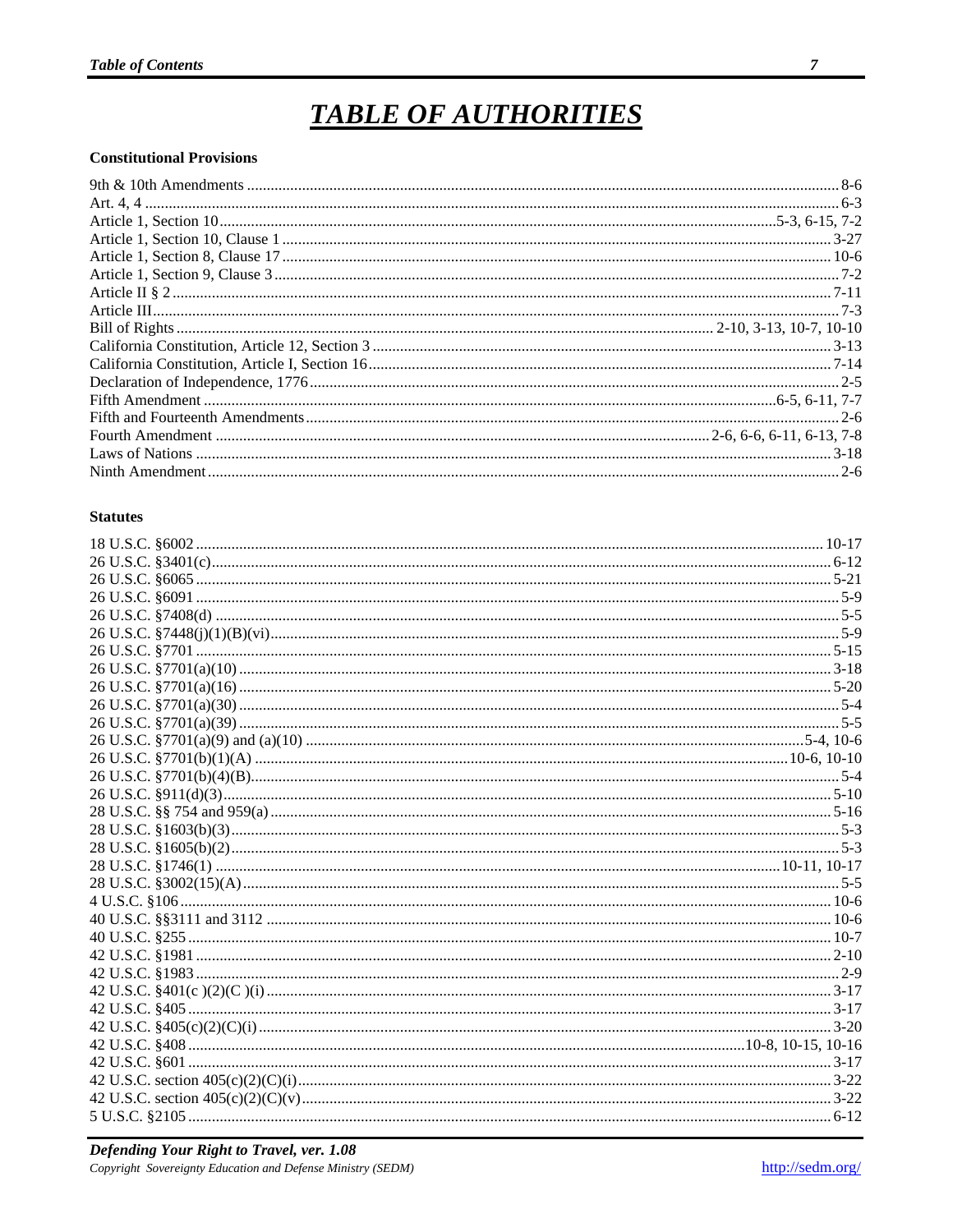# *TABLE OF AUTHORITIES*

### Constitutional Provisions

9th & 10th Amendments ........ 8-6
Art. 4, 4 ........ 6-3
Article 1, Section 10 ........ 5-3, 6-15, 7-2
Article 1, Section 10, Clause 1 ........ 3-27
Article 1, Section 8, Clause 17 ........ 10-6
Article 1, Section 9, Clause 3 ........ 7-2
Article II § 2 ........ 7-11
Article III ........ 7-3
Bill of Rights ........ 2-10, 3-13, 10-7, 10-10
California Constitution, Article 12, Section 3 ........ 3-13
California Constitution, Article I, Section 16 ........ 7-14
Declaration of Independence, 1776 ........ 2-5
Fifth Amendment ........ 6-5, 6-11, 7-7
Fifth and Fourteenth Amendments ........ 2-6
Fourth Amendment ........ 2-6, 6-6, 6-11, 6-13, 7-8
Laws of Nations ........ 3-18
Ninth Amendment ........ 2-6

### Statutes

18 U.S.C. §6002 ........ 10-17
26 U.S.C. §3401(c) ........ 6-12
26 U.S.C. §6065 ........ 5-21
26 U.S.C. §6091 ........ 5-9
26 U.S.C. §7408(d) ........ 5-5
26 U.S.C. §7448(j)(1)(B)(vi) ........ 5-9
26 U.S.C. §7701 ........ 5-15
26 U.S.C. §7701(a)(10) ........ 3-18
26 U.S.C. §7701(a)(16) ........ 5-20
26 U.S.C. §7701(a)(30) ........ 5-4
26 U.S.C. §7701(a)(39) ........ 5-5
26 U.S.C. §7701(a)(9) and (a)(10) ........ 5-4, 10-6
26 U.S.C. §7701(b)(1)(A) ........ 10-6, 10-10
26 U.S.C. §7701(b)(4)(B) ........ 5-4
26 U.S.C. §911(d)(3) ........ 5-10
28 U.S.C. §§ 754 and 959(a) ........ 5-16
28 U.S.C. §1603(b)(3) ........ 5-3
28 U.S.C. §1605(b)(2) ........ 5-3
28 U.S.C. §1746(1) ........ 10-11, 10-17
28 U.S.C. §3002(15)(A) ........ 5-5
4 U.S.C. §106 ........ 10-6
40 U.S.C. §§3111 and 3112 ........ 10-6
40 U.S.C. §255 ........ 10-7
42 U.S.C. §1981 ........ 2-10
42 U.S.C. §1983 ........ 2-9
42 U.S.C. §401(c )(2)(C )(i) ........ 3-17
42 U.S.C. §405 ........ 3-17
42 U.S.C. §405(c)(2)(C)(i) ........ 3-20
42 U.S.C. §408 ........ 10-8, 10-15, 10-16
42 U.S.C. §601 ........ 3-17
42 U.S.C. section 405(c)(2)(C)(i) ........ 3-22
42 U.S.C. section 405(c)(2)(C)(v) ........ 3-22
5 U.S.C. §2105 ........ 6-12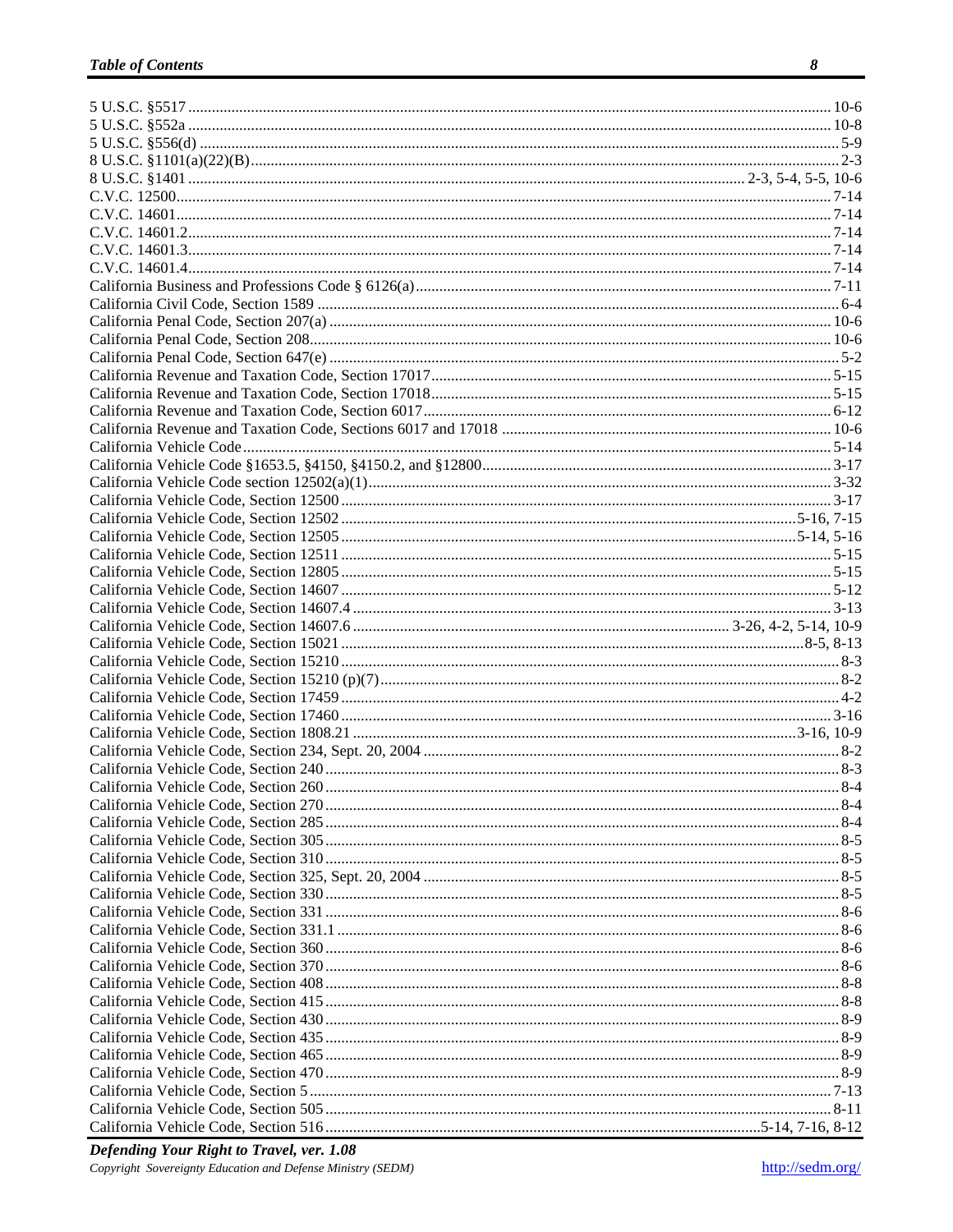5 U.S.C. §5517 .......... 10-6
5 U.S.C. §552a .......... 10-8
5 U.S.C. §556(d) .......... 5-9
8 U.S.C. §1101(a)(22)(B) .......... 2-3
8 U.S.C. §1401 .......... 2-3, 5-4, 5-5, 10-6
C.V.C. 12500 .......... 7-14
C.V.C. 14601 .......... 7-14
C.V.C. 14601.2 .......... 7-14
C.V.C. 14601.3 .......... 7-14
C.V.C. 14601.4 .......... 7-14
California Business and Professions Code § 6126(a) .......... 7-11
California Civil Code, Section 1589 .......... 6-4
California Penal Code, Section 207(a) .......... 10-6
California Penal Code, Section 208 .......... 10-6
California Penal Code, Section 647(e) .......... 5-2
California Revenue and Taxation Code, Section 17017 .......... 5-15
California Revenue and Taxation Code, Section 17018 .......... 5-15
California Revenue and Taxation Code, Section 6017 .......... 6-12
California Revenue and Taxation Code, Sections 6017 and 17018 .......... 10-6
California Vehicle Code .......... 5-14
California Vehicle Code §1653.5, §4150, §4150.2, and §12800 .......... 3-17
California Vehicle Code section 12502(a)(1) .......... 3-32
California Vehicle Code, Section 12500 .......... 3-17
California Vehicle Code, Section 12502 .......... 5-16, 7-15
California Vehicle Code, Section 12505 .......... 5-14, 5-16
California Vehicle Code, Section 12511 .......... 5-15
California Vehicle Code, Section 12805 .......... 5-15
California Vehicle Code, Section 14607 .......... 5-12
California Vehicle Code, Section 14607.4 .......... 3-13
California Vehicle Code, Section 14607.6 .......... 3-26, 4-2, 5-14, 10-9
California Vehicle Code, Section 15021 .......... 8-5, 8-13
California Vehicle Code, Section 15210 .......... 8-3
California Vehicle Code, Section 15210 (p)(7) .......... 8-2
California Vehicle Code, Section 17459 .......... 4-2
California Vehicle Code, Section 17460 .......... 3-16
California Vehicle Code, Section 1808.21 .......... 3-16, 10-9
California Vehicle Code, Section 234, Sept. 20, 2004 .......... 8-2
California Vehicle Code, Section 240 .......... 8-3
California Vehicle Code, Section 260 .......... 8-4
California Vehicle Code, Section 270 .......... 8-4
California Vehicle Code, Section 285 .......... 8-4
California Vehicle Code, Section 305 .......... 8-5
California Vehicle Code, Section 310 .......... 8-5
California Vehicle Code, Section 325, Sept. 20, 2004 .......... 8-5
California Vehicle Code, Section 330 .......... 8-5
California Vehicle Code, Section 331 .......... 8-6
California Vehicle Code, Section 331.1 .......... 8-6
California Vehicle Code, Section 360 .......... 8-6
California Vehicle Code, Section 370 .......... 8-6
California Vehicle Code, Section 408 .......... 8-8
California Vehicle Code, Section 415 .......... 8-8
California Vehicle Code, Section 430 .......... 8-9
California Vehicle Code, Section 435 .......... 8-9
California Vehicle Code, Section 465 .......... 8-9
California Vehicle Code, Section 470 .......... 8-9
California Vehicle Code, Section 5 .......... 7-13
California Vehicle Code, Section 505 .......... 8-11
California Vehicle Code, Section 516 .......... 5-14, 7-16, 8-12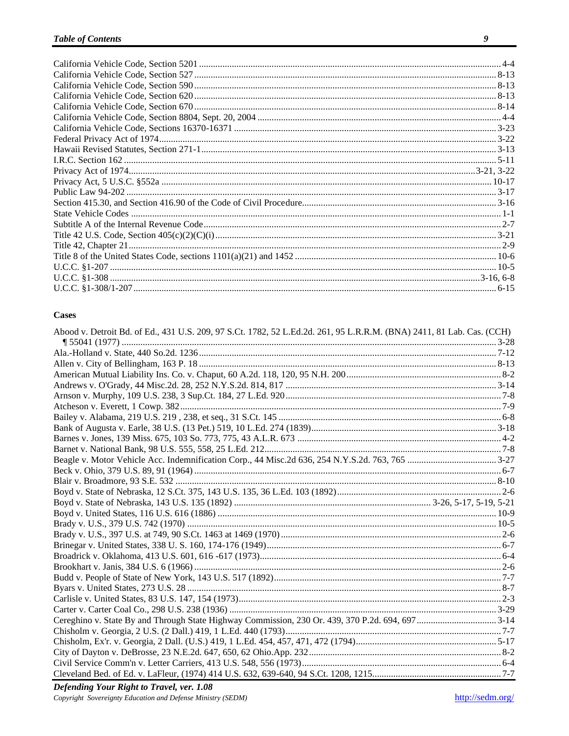California Vehicle Code, Section 5201 ............ 4-4
California Vehicle Code, Section 527 ............ 8-13
California Vehicle Code, Section 590 ............ 8-13
California Vehicle Code, Section 620 ............ 8-13
California Vehicle Code, Section 670 ............ 8-14
California Vehicle Code, Section 8804, Sept. 20, 2004 ............ 4-4
California Vehicle Code, Sections 16370-16371 ............ 3-23
Federal Privacy Act of 1974 ............ 3-22
Hawaii Revised Statutes, Section 271-1 ............ 3-13
I.R.C. Section 162 ............ 5-11
Privacy Act of 1974 ............ 3-21, 3-22
Privacy Act, 5 U.S.C. §552a ............ 10-17
Public Law 94-202 ............ 3-17
Section 415.30, and Section 416.90 of the Code of Civil Procedure ............ 3-16
State Vehicle Codes ............ 1-1
Subtitle A of the Internal Revenue Code ............ 2-7
Title 42 U.S. Code, Section 405(c)(2)(C)(i) ............ 3-21
Title 42, Chapter 21 ............ 2-9
Title 8 of the United States Code, sections 1101(a)(21) and 1452 ............ 10-6
U.C.C. §1-207 ............ 10-5
U.C.C. §1-308 ............ 3-16, 6-8
U.C.C. §1-308/1-207 ............ 6-15

### Cases

Abood v. Detroit Bd. of Ed., 431 U.S. 209, 97 S.Ct. 1782, 52 L.Ed.2d. 261, 95 L.R.R.M. (BNA) 2411, 81 Lab. Cas. (CCH) ¶55041 (1977) ............ 3-28
Ala.-Holland v. State, 440 So.2d. 1236 ............ 7-12
Allen v. City of Bellingham, 163 P. 18 ............ 8-13
American Mutual Liability Ins. Co. v. Chaput, 60 A.2d. 118, 120, 95 N.H. 200 ............ 8-2
Andrews v. O'Grady, 44 Misc.2d. 28, 252 N.Y.S.2d. 814, 817 ............ 3-14
Arnson v. Murphy, 109 U.S. 238, 3 Sup.Ct. 184, 27 L.Ed. 920 ............ 7-8
Atcheson v. Everett, 1 Cowp. 382 ............ 7-9
Bailey v. Alabama, 219 U.S. 219 , 238, et seq., 31 S.Ct. 145 ............ 6-8
Bank of Augusta v. Earle, 38 U.S. (13 Pet.) 519, 10 L.Ed. 274 (1839) ............ 3-18
Barnes v. Jones, 139 Miss. 675, 103 So. 773, 775, 43 A.L.R. 673 ............ 4-2
Barnet v. National Bank, 98 U.S. 555, 558, 25 L.Ed. 212 ............ 7-8
Beagle v. Motor Vehicle Acc. Indemnification Corp., 44 Misc.2d 636, 254 N.Y.S.2d. 763, 765 ............ 3-27
Beck v. Ohio, 379 U.S. 89, 91 (1964) ............ 6-7
Blair v. Broadmore, 93 S.E. 532 ............ 8-10
Boyd v. State of Nebraska, 12 S.Ct. 375, 143 U.S. 135, 36 L.Ed. 103 (1892) ............ 2-6
Boyd v. State of Nebraska, 143 U.S. 135 (1892) ............ 3-26, 5-17, 5-19, 5-21
Boyd v. United States, 116 U.S. 616 (1886) ............ 10-9
Brady v. U.S., 379 U.S. 742 (1970) ............ 10-5
Brady v. U.S., 397 U.S. at 749, 90 S.Ct. 1463 at 1469 (1970) ............ 2-6
Brinegar v. United States, 338 U. S. 160, 174-176 (1949) ............ 6-7
Broadrick v. Oklahoma, 413 U.S. 601, 616 -617 (1973) ............ 6-4
Brookhart v. Janis, 384 U.S. 6 (1966) ............ 2-6
Budd v. People of State of New York, 143 U.S. 517 (1892) ............ 7-7
Byars v. United States, 273 U.S. 28 ............ 8-7
Carlisle v. United States, 83 U.S. 147, 154 (1973) ............ 2-3
Carter v. Carter Coal Co., 298 U.S. 238 (1936) ............ 3-29
Cereghino v. State By and Through State Highway Commission, 230 Or. 439, 370 P.2d. 694, 697 ............ 3-14
Chisholm v. Georgia, 2 U.S. (2 Dall.) 419, 1 L.Ed. 440 (1793) ............ 7-7
Chisholm, Ex'r. v. Georgia, 2 Dall. (U.S.) 419, 1 L.Ed. 454, 457, 471, 472 (1794) ............ 5-17
City of Dayton v. DeBrosse, 23 N.E.2d. 647, 650, 62 Ohio.App. 232 ............ 8-2
Civil Service Comm'n v. Letter Carriers, 413 U.S. 548, 556 (1973) ............ 6-4
Cleveland Bed. of Ed. v. LaFleur, (1974) 414 U.S. 632, 639-640, 94 S.Ct. 1208, 1215 ............ 7-7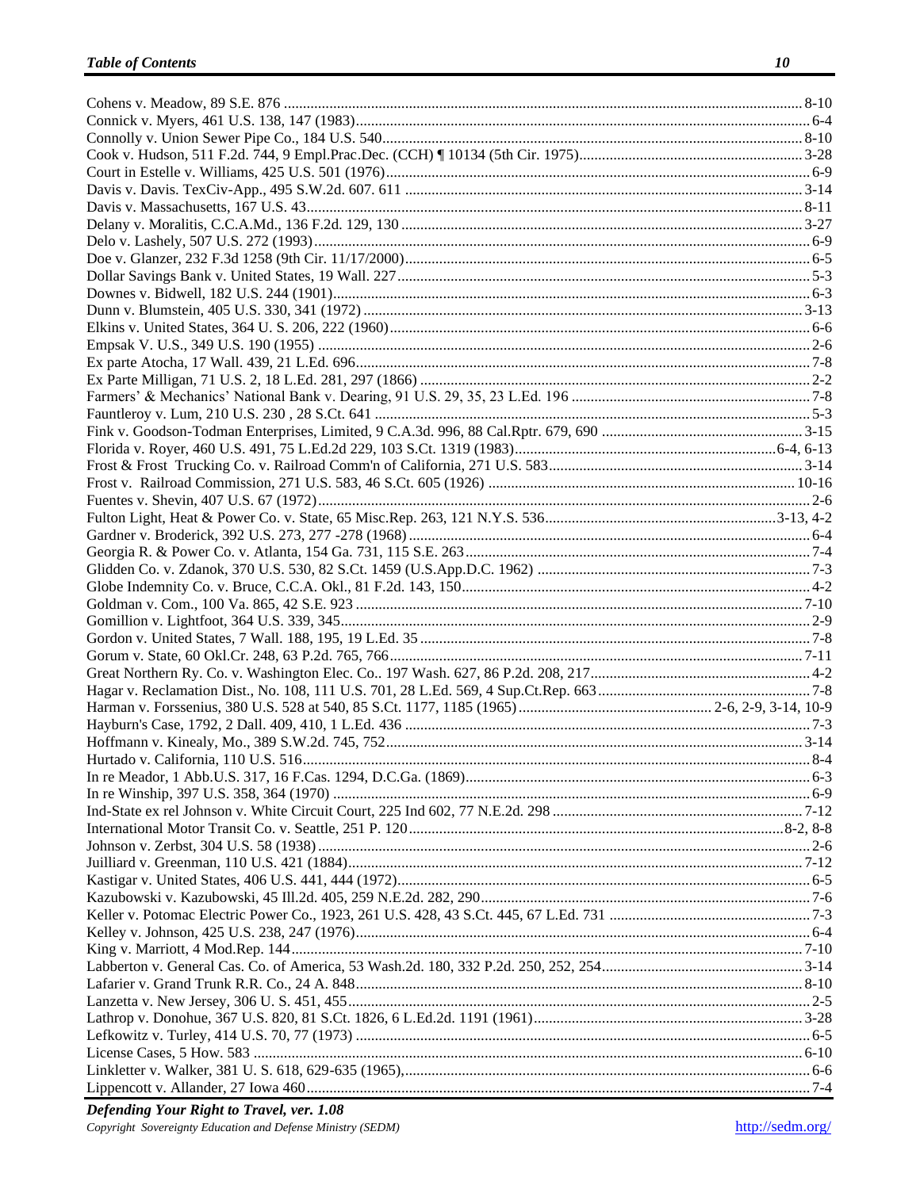Cohens v. Meadow, 89 S.E. 876 ........................................................................................................................ 8-10
Connick v. Myers, 461 U.S. 138, 147 (1983)..................................................................................................... 6-4
Connolly v. Union Sewer Pipe Co., 184 U.S. 540.............................................................................................. 8-10
Cook v. Hudson, 511 F.2d. 744, 9 Empl.Prac.Dec. (CCH) ¶ 10134 (5th Cir. 1975)........................................... 3-28
Court in Estelle v. Williams, 425 U.S. 501 (1976).............................................................................................. 6-9
Davis v. Davis. TexCiv-App., 495 S.W.2d. 607. 611 ........................................................................................ 3-14
Davis v. Massachusetts, 167 U.S. 43.................................................................................................................. 8-11
Delany v. Moralitis, C.C.A.Md., 136 F.2d. 129, 130 ......................................................................................... 3-27
Delo v. Lashely, 507 U.S. 272 (1993)................................................................................................................. 6-9
Doe v. Glanzer, 232 F.3d 1258 (9th Cir. 11/17/2000)......................................................................................... 6-5
Dollar Savings Bank v. United States, 19 Wall. 227........................................................................................... 5-3
Downes v. Bidwell, 182 U.S. 244 (1901)............................................................................................................ 6-3
Dunn v. Blumstein, 405 U.S. 330, 341 (1972) ................................................................................................... 3-13
Elkins v. United States, 364 U. S. 206, 222 (1960)............................................................................................. 6-6
Empsak V. U.S., 349 U.S. 190 (1955) ................................................................................................................ 2-6
Ex parte Atocha, 17 Wall. 439, 21 L.Ed. 696..................................................................................................... 7-8
Ex Parte Milligan, 71 U.S. 2, 18 L.Ed. 281, 297 (1866) ..................................................................................... 2-2
Farmers' & Mechanics' National Bank v. Dearing, 91 U.S. 29, 35, 23 L.Ed. 196 .............................................. 7-8
Fauntleroy v. Lum, 210 U.S. 230 , 28 S.Ct. 641 ................................................................................................. 5-3
Fink v. Goodson-Todman Enterprises, Limited, 9 C.A.3d. 996, 88 Cal.Rptr. 679, 690 .................................... 3-15
Florida v. Royer, 460 U.S. 491, 75 L.Ed.2d 229, 103 S.Ct. 1319 (1983)..................................................... 6-4, 6-13
Frost & Frost Trucking Co. v. Railroad Comm'n of California, 271 U.S. 583.................................................. 3-14
Frost v. Railroad Commission, 271 U.S. 583, 46 S.Ct. 605 (1926) ................................................................ 10-16
Fuentes v. Shevin, 407 U.S. 67 (1972)................................................................................................................ 2-6
Fulton Light, Heat & Power Co. v. State, 65 Misc.Rep. 263, 121 N.Y.S. 536.............................................3-13, 4-2
Gardner v. Broderick, 392 U.S. 273, 277 -278 (1968) ........................................................................................ 6-4
Georgia R. & Power Co. v. Atlanta, 154 Ga. 731, 115 S.E. 263......................................................................... 7-4
Glidden Co. v. Zdanok, 370 U.S. 530, 82 S.Ct. 1459 (U.S.App.D.C. 1962) ...................................................... 7-3
Globe Indemnity Co. v. Bruce, C.C.A. Okl., 81 F.2d. 143, 150.......................................................................... 4-2
Goldman v. Com., 100 Va. 865, 42 S.E. 923 .................................................................................................... 7-10
Gomillion v. Lightfoot, 364 U.S. 339, 345.......................................................................................................... 2-9
Gordon v. United States, 7 Wall. 188, 195, 19 L.Ed. 35 ..................................................................................... 7-8
Gorum v. State, 60 Okl.Cr. 248, 63 P.2d. 765, 766............................................................................................ 7-11
Great Northern Ry. Co. v. Washington Elec. Co.. 197 Wash. 627, 86 P.2d. 208, 217.......................................... 4-2
Hagar v. Reclamation Dist., No. 108, 111 U.S. 701, 28 L.Ed. 569, 4 Sup.Ct.Rep. 663....................................... 7-8
Harman v. Forssenius, 380 U.S. 528 at 540, 85 S.Ct. 1177, 1185 (1965) .................................. 2-6, 2-9, 3-14, 10-9
Hayburn's Case, 1792, 2 Dall. 409, 410, 1 L.Ed. 436 ......................................................................................... 7-3
Hoffmann v. Kinealy, Mo., 389 S.W.2d. 745, 752............................................................................................ 3-14
Hurtado v. California, 110 U.S. 516.................................................................................................................... 8-4
In re Meador, 1 Abb.U.S. 317, 16 F.Cas. 1294, D.C.Ga. (1869)......................................................................... 6-3
In re Winship, 397 U.S. 358, 364 (1970) ............................................................................................................ 6-9
Ind-State ex rel Johnson v. White Circuit Court, 225 Ind 602, 77 N.E.2d. 298 ................................................. 7-12
International Motor Transit Co. v. Seattle, 251 P. 120.................................................................................8-2, 8-8
Johnson v. Zerbst, 304 U.S. 58 (1938)................................................................................................................ 2-6
Juilliard v. Greenman, 110 U.S. 421 (1884)....................................................................................................... 7-12
Kastigar v. United States, 406 U.S. 441, 444 (1972)........................................................................................... 6-5
Kazubowski v. Kazubowski, 45 Ill.2d. 405, 259 N.E.2d. 282, 290...................................................................... 7-6
Keller v. Potomac Electric Power Co., 1923, 261 U.S. 428, 43 S.Ct. 445, 67 L.Ed. 731 .................................... 7-3
Kelley v. Johnson, 425 U.S. 238, 247 (1976)...................................................................................................... 6-4
King v. Marriott, 4 Mod.Rep. 144...................................................................................................................... 7-10
Labberton v. General Cas. Co. of America, 53 Wash.2d. 180, 332 P.2d. 250, 252, 254.................................... 3-14
Lafarier v. Grand Trunk R.R. Co., 24 A. 848..................................................................................................... 8-10
Lanzetta v. New Jersey, 306 U. S. 451, 455........................................................................................................ 2-5
Lathrop v. Donohue, 367 U.S. 820, 81 S.Ct. 1826, 6 L.Ed.2d. 1191 (1961)...................................................... 3-28
Lefkowitz v. Turley, 414 U.S. 70, 77 (1973) ...................................................................................................... 6-5
License Cases, 5 How. 583 ................................................................................................................................ 6-10
Linkletter v. Walker, 381 U. S. 618, 629-635 (1965),......................................................................................... 6-6
Lippencott v. Allander, 27 Iowa 460.................................................................................................................. 7-4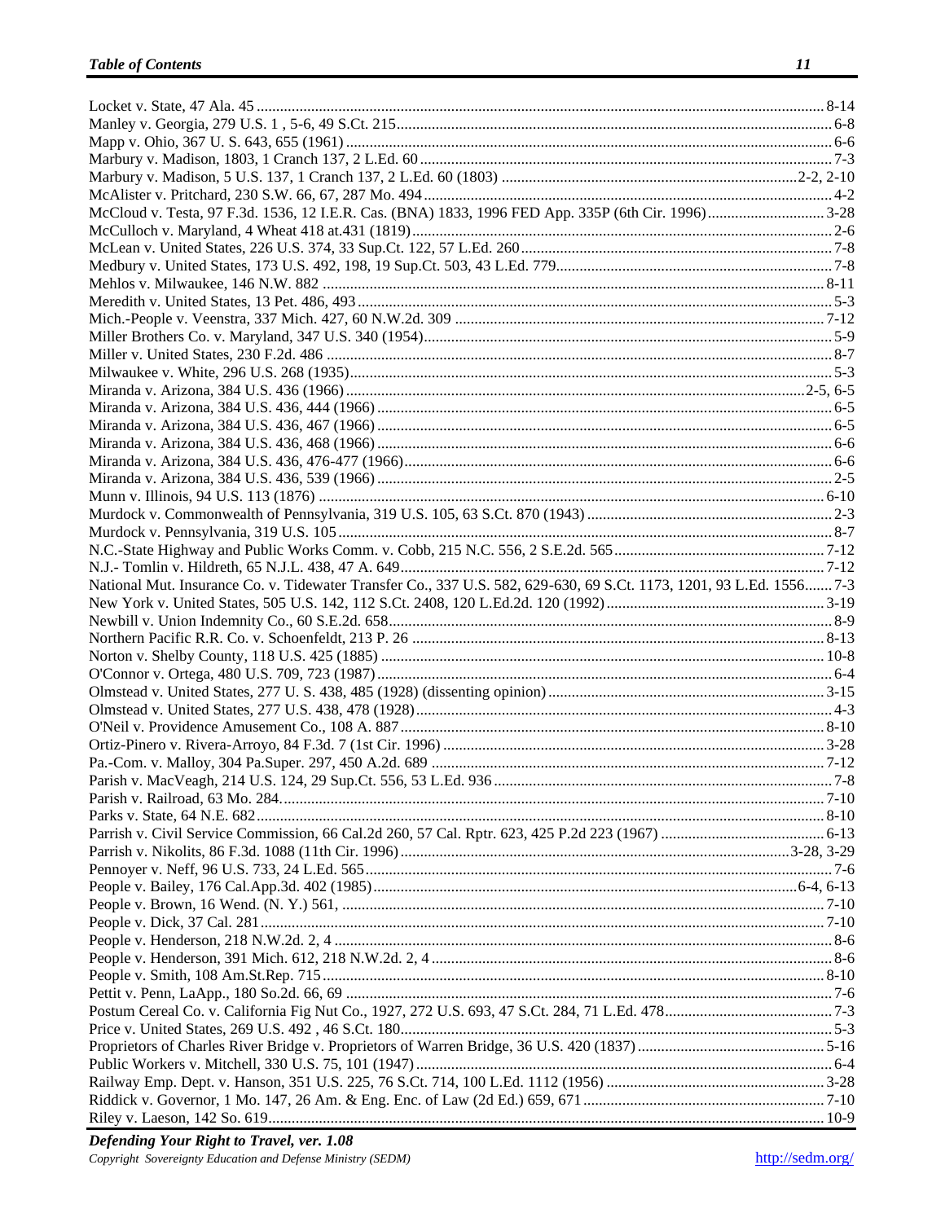Locket v. State, 47 Ala. 45 ................................................................................................................................ 8-14
Manley v. Georgia, 279 U.S. 1 , 5-6, 49 S.Ct. 215.............................................................................................. 6-8
Mapp v. Ohio, 367 U. S. 643, 655 (1961) ........................................................................................................... 6-6
Marbury v. Madison, 1803, 1 Cranch 137, 2 L.Ed. 60 ......................................................................................... 7-3
Marbury v. Madison, 5 U.S. 137, 1 Cranch 137, 2 L.Ed. 60 (1803) ............................................................ 2-2, 2-10
McAlister v. Pritchard, 230 S.W. 66, 67, 287 Mo. 494 ........................................................................................ 4-2
McCloud v. Testa, 97 F.3d. 1536, 12 I.E.R. Cas. (BNA) 1833, 1996 FED App. 335P (6th Cir. 1996).............................. 3-28
McCulloch v. Maryland, 4 Wheat 418 at.431 (1819)........................................................................................... 2-6
McLean v. United States, 226 U.S. 374, 33 Sup.Ct. 122, 57 L.Ed. 260............................................................... 7-8
Medbury v. United States, 173 U.S. 492, 198, 19 Sup.Ct. 503, 43 L.Ed. 779...................................................... 7-8
Mehlos v. Milwaukee, 146 N.W. 882 ................................................................................................................ 8-11
Meredith v. United States, 13 Pet. 486, 493......................................................................................................... 5-3
Mich.-People v. Veenstra, 337 Mich. 427, 60 N.W.2d. 309 ............................................................................... 7-12
Miller Brothers Co. v. Maryland, 347 U.S. 340 (1954)........................................................................................ 5-9
Miller v. United States, 230 F.2d. 486 ................................................................................................................. 8-7
Milwaukee v. White, 296 U.S. 268 (1935)........................................................................................................... 5-3
Miranda v. Arizona, 384 U.S. 436 (1966) .................................................................................................... 2-5, 6-5
Miranda v. Arizona, 384 U.S. 436, 444 (1966) ................................................................................................... 6-5
Miranda v. Arizona, 384 U.S. 436, 467 (1966) ................................................................................................... 6-5
Miranda v. Arizona, 384 U.S. 436, 468 (1966) ................................................................................................... 6-6
Miranda v. Arizona, 384 U.S. 436, 476-477 (1966)............................................................................................. 6-6
Miranda v. Arizona, 384 U.S. 436, 539 (1966) ................................................................................................... 2-5
Munn v. Illinois, 94 U.S. 113 (1876) ................................................................................................................. 6-10
Murdock v. Commonwealth of Pennsylvania, 319 U.S. 105, 63 S.Ct. 870 (1943) ............................................... 2-3
Murdock v. Pennsylvania, 319 U.S. 105............................................................................................................... 8-7
N.C.-State Highway and Public Works Comm. v. Cobb, 215 N.C. 556, 2 S.E.2d. 565...................................... 7-12
N.J.- Tomlin v. Hildreth, 65 N.J.L. 438, 47 A. 649............................................................................................ 7-12
National Mut. Insurance Co. v. Tidewater Transfer Co., 337 U.S. 582, 629-630, 69 S.Ct. 1173, 1201, 93 L.Ed. 1556....... 7-3
New York v. United States, 505 U.S. 142, 112 S.Ct. 2408, 120 L.Ed.2d. 120 (1992)........................................ 3-19
Newbill v. Union Indemnity Co., 60 S.E.2d. 658................................................................................................. 8-9
Northern Pacific R.R. Co. v. Schoenfeldt, 213 P. 26 ......................................................................................... 8-13
Norton v. Shelby County, 118 U.S. 425 (1885) ................................................................................................. 10-8
O'Connor v. Ortega, 480 U.S. 709, 723 (1987) ................................................................................................... 6-4
Olmstead v. United States, 277 U. S. 438, 485 (1928) (dissenting opinion)....................................................... 3-15
Olmstead v. United States, 277 U.S. 438, 478 (1928).......................................................................................... 4-3
O'Neil v. Providence Amusement Co., 108 A. 887............................................................................................. 8-10
Ortiz-Pinero v. Rivera-Arroyo, 84 F.3d. 7 (1st Cir. 1996) ................................................................................. 3-28
Pa.-Com. v. Malloy, 304 Pa.Super. 297, 450 A.2d. 689 .................................................................................... 7-12
Parish v. MacVeagh, 214 U.S. 124, 29 Sup.Ct. 556, 53 L.Ed. 936...................................................................... 7-8
Parish v. Railroad, 63 Mo. 284........................................................................................................................... 7-10
Parks v. State, 64 N.E. 682................................................................................................................................. 8-10
Parrish v. Civil Service Commission, 66 Cal.2d 260, 57 Cal. Rptr. 623, 425 P.2d 223 (1967) .......................... 6-13
Parrish v. Nikolits, 86 F.3d. 1088 (11th Cir. 1996)..................................................................................... 3-28, 3-29
Pennoyer v. Neff, 96 U.S. 733, 24 L.Ed. 565....................................................................................................... 7-6
People v. Bailey, 176 Cal.App.3d. 402 (1985)............................................................................................ 6-4, 6-13
People v. Brown, 16 Wend. (N. Y.) 561, ........................................................................................................... 7-10
People v. Dick, 37 Cal. 281............................................................................................................................... 7-10
People v. Henderson, 218 N.W.2d. 2, 4 .............................................................................................................. 8-6
People v. Henderson, 391 Mich. 612, 218 N.W.2d. 2, 4 ..................................................................................... 8-6
People v. Smith, 108 Am.St.Rep. 715................................................................................................................ 8-10
Pettit v. Penn, LaApp., 180 So.2d. 66, 69 ........................................................................................................... 7-6
Postum Cereal Co. v. California Fig Nut Co., 1927, 272 U.S. 693, 47 S.Ct. 284, 71 L.Ed. 478........................... 7-3
Price v. United States, 269 U.S. 492 , 46 S.Ct. 180............................................................................................. 5-3
Proprietors of Charles River Bridge v. Proprietors of Warren Bridge, 36 U.S. 420 (1837) ............................... 5-16
Public Workers v. Mitchell, 330 U.S. 75, 101 (1947).......................................................................................... 6-4
Railway Emp. Dept. v. Hanson, 351 U.S. 225, 76 S.Ct. 714, 100 L.Ed. 1112 (1956) ....................................... 3-28
Riddick v. Governor, 1 Mo. 147, 26 Am. & Eng. Enc. of Law (2d Ed.) 659, 671 ............................................. 7-10
Riley v. Laeson, 142 So. 619............................................................................................................................. 10-9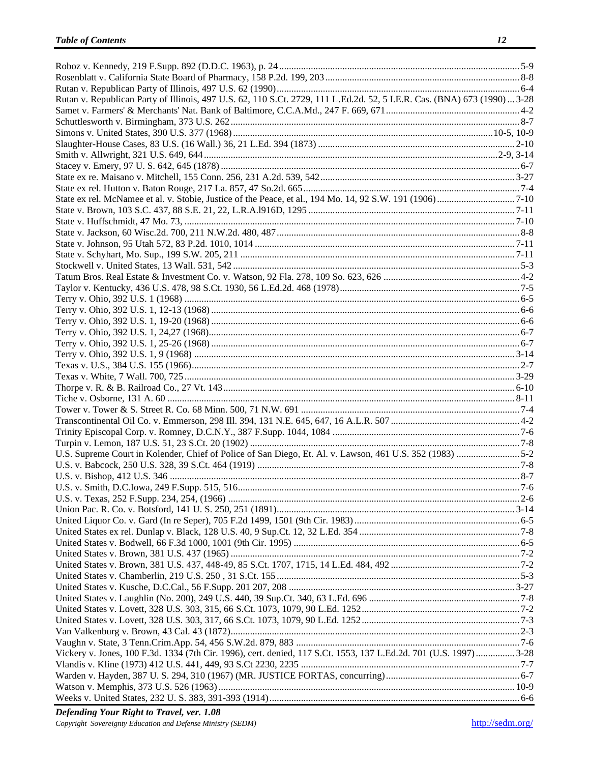Roboz v. Kennedy, 219 F.Supp. 892 (D.D.C. 1963), p. 24 ........ 5-9
Rosenblatt v. California State Board of Pharmacy, 158 P.2d. 199, 203 ........ 8-8
Rutan v. Republican Party of Illinois, 497 U.S. 62 (1990) ........ 6-4
Rutan v. Republican Party of Illinois, 497 U.S. 62, 110 S.Ct. 2729, 111 L.Ed.2d. 52, 5 I.E.R. Cas. (BNA) 673 (1990) ... 3-28
Samet v. Farmers' & Merchants' Nat. Bank of Baltimore, C.C.A.Md., 247 F. 669, 671 ........ 4-2
Schuttlesworth v. Birmingham, 373 U.S. 262 ........ 8-7
Simons v. United States, 390 U.S. 377 (1968) ........ 10-5, 10-9
Slaughter-House Cases, 83 U.S. (16 Wall.) 36, 21 L.Ed. 394 (1873) ........ 2-10
Smith v. Allwright, 321 U.S. 649, 644 ........ 2-9, 3-14
Stacey v. Emery, 97 U. S. 642, 645 (1878) ........ 6-7
State ex re. Maisano v. Mitchell, 155 Conn. 256, 231 A.2d. 539, 542 ........ 3-27
State ex rel. Hutton v. Baton Rouge, 217 La. 857, 47 So.2d. 665 ........ 7-4
State ex rel. McNamee et al. v. Stobie, Justice of the Peace, et al., 194 Mo. 14, 92 S.W. 191 (1906) ........ 7-10
State v. Brown, 103 S.C. 437, 88 S.E. 21, 22, L.R.A.l916D, 1295 ........ 7-11
State v. Huffschmidt, 47 Mo. 73, ........ 7-10
State v. Jackson, 60 Wisc.2d. 700, 211 N.W.2d. 480, 487 ........ 8-8
State v. Johnson, 95 Utah 572, 83 P.2d. 1010, 1014 ........ 7-11
State v. Schyhart, Mo. Sup., 199 S.W. 205, 211 ........ 7-11
Stockwell v. United States, 13 Wall. 531, 542 ........ 5-3
Tatum Bros. Real Estate & Investment Co. v. Watson, 92 Fla. 278, 109 So. 623, 626 ........ 4-2
Taylor v. Kentucky, 436 U.S. 478, 98 S.Ct. 1930, 56 L.Ed.2d. 468 (1978) ........ 7-5
Terry v. Ohio, 392 U.S. 1 (1968) ........ 6-5
Terry v. Ohio, 392 U.S. 1, 12-13 (1968) ........ 6-6
Terry v. Ohio, 392 U.S. 1, 19-20 (1968) ........ 6-6
Terry v. Ohio, 392 U.S. 1, 24,27 (1968) ........ 6-7
Terry v. Ohio, 392 U.S. 1, 25-26 (1968) ........ 6-7
Terry v. Ohio, 392 U.S. 1, 9 (1968) ........ 3-14
Texas v. U.S., 384 U.S. 155 (1966) ........ 2-7
Texas v. White, 7 Wall. 700, 725 ........ 3-29
Thorpe v. R. & B. Railroad Co., 27 Vt. 143 ........ 6-10
Tiche v. Osborne, 131 A. 60 ........ 8-11
Tower v. Tower & S. Street R. Co. 68 Minn. 500, 71 N.W. 691 ........ 7-4
Transcontinental Oil Co. v. Emmerson, 298 Ill. 394, 131 N.E. 645, 647, 16 A.L.R. 507 ........ 4-2
Trinity Episcopal Corp. v. Romney, D.C.N.Y., 387 F.Supp. 1044, 1084 ........ 7-6
Turpin v. Lemon, 187 U.S. 51, 23 S.Ct. 20 (1902) ........ 7-8
U.S. Supreme Court in Kolender, Chief of Police of San Diego, Et. Al. v. Lawson, 461 U.S. 352 (1983) ........ 5-2
U.S. v. Babcock, 250 U.S. 328, 39 S.Ct. 464 (1919) ........ 7-8
U.S. v. Bishop, 412 U.S. 346 ........ 8-7
U.S. v. Smith, D.C.Iowa, 249 F.Supp. 515, 516 ........ 7-6
U.S. v. Texas, 252 F.Supp. 234, 254, (1966) ........ 2-6
Union Pac. R. Co. v. Botsford, 141 U. S. 250, 251 (1891) ........ 3-14
United Liquor Co. v. Gard (In re Seper), 705 F.2d 1499, 1501 (9th Cir. 1983) ........ 6-5
United States ex rel. Dunlap v. Black, 128 U.S. 40, 9 Sup.Ct. 12, 32 L.Ed. 354 ........ 7-8
United States v. Bodwell, 66 F.3d 1000, 1001 (9th Cir. 1995) ........ 6-5
United States v. Brown, 381 U.S. 437 (1965) ........ 7-2
United States v. Brown, 381 U.S. 437, 448-49, 85 S.Ct. 1707, 1715, 14 L.Ed. 484, 492 ........ 7-2
United States v. Chamberlin, 219 U.S. 250 , 31 S.Ct. 155 ........ 5-3
United States v. Kusche, D.C.Cal., 56 F.Supp. 201 207, 208 ........ 3-27
United States v. Laughlin (No. 200), 249 U.S. 440, 39 Sup.Ct. 340, 63 L.Ed. 696 ........ 7-8
United States v. Lovett, 328 U.S. 303, 315, 66 S.Ct. 1073, 1079, 90 L.Ed. 1252 ........ 7-2
United States v. Lovett, 328 U.S. 303, 317, 66 S.Ct. 1073, 1079, 90 L.Ed. 1252 ........ 7-3
Van Valkenburg v. Brown, 43 Cal. 43 (1872) ........ 2-3
Vaughn v. State, 3 Tenn.Crim.App. 54, 456 S.W.2d. 879, 883 ........ 7-6
Vickery v. Jones, 100 F.3d. 1334 (7th Cir. 1996), cert. denied, 117 S.Ct. 1553, 137 L.Ed.2d. 701 (U.S. 1997) ........ 3-28
Vlandis v. Kline (1973) 412 U.S. 441, 449, 93 S.Ct 2230, 2235 ........ 7-7
Warden v. Hayden, 387 U. S. 294, 310 (1967) (MR. JUSTICE FORTAS, concurring) ........ 6-7
Watson v. Memphis, 373 U.S. 526 (1963) ........ 10-9
Weeks v. United States, 232 U. S. 383, 391-393 (1914) ........ 6-6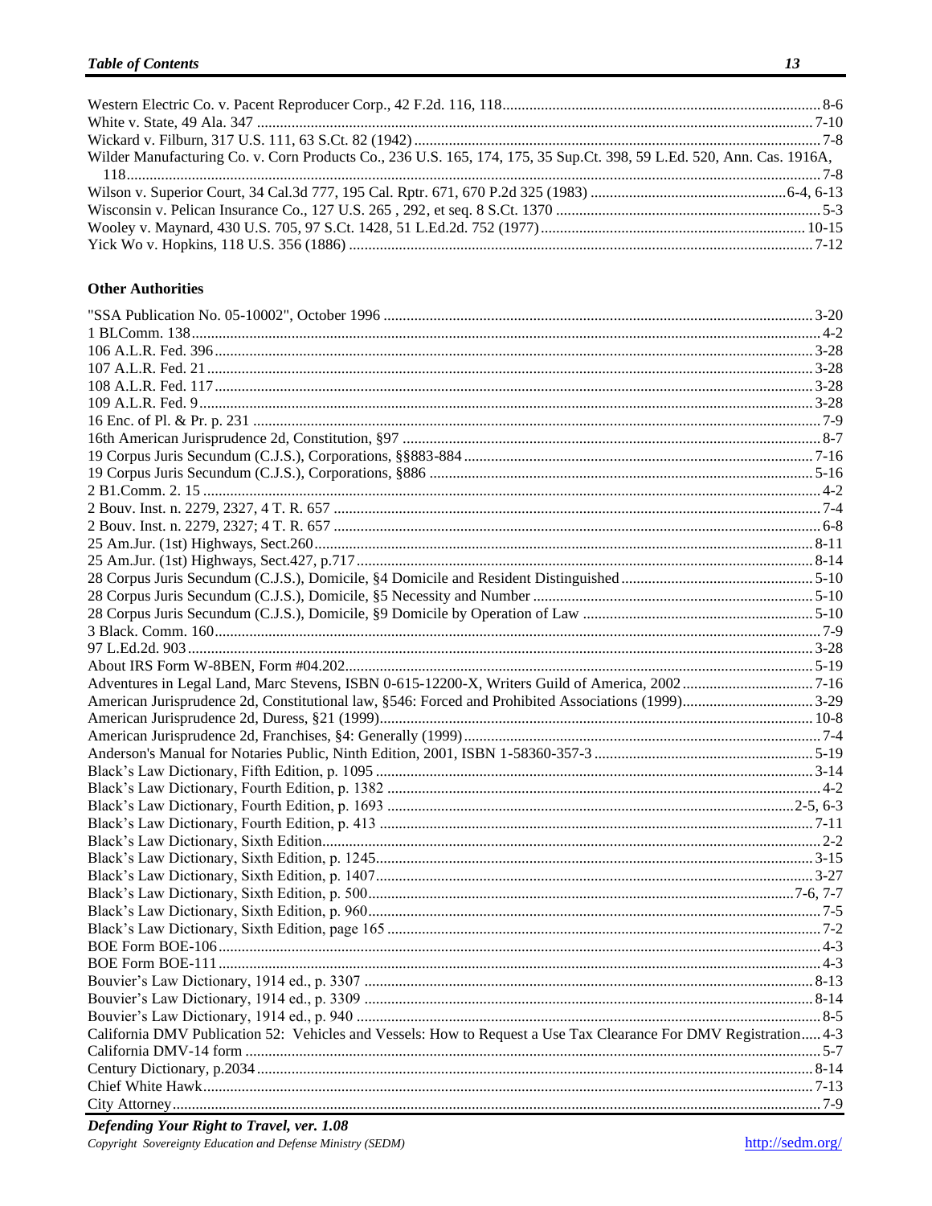Western Electric Co. v. Pacent Reproducer Corp., 42 F.2d. 116, 118 .......... 8-6
White v. State, 49 Ala. 347 .......... 7-10
Wickard v. Filburn, 317 U.S. 111, 63 S.Ct. 82 (1942) .......... 7-8
Wilder Manufacturing Co. v. Corn Products Co., 236 U.S. 165, 174, 175, 35 Sup.Ct. 398, 59 L.Ed. 520, Ann. Cas. 1916A, 118 .......... 7-8
Wilson v. Superior Court, 34 Cal.3d 777, 195 Cal. Rptr. 671, 670 P.2d 325 (1983) .......... 6-4, 6-13
Wisconsin v. Pelican Insurance Co., 127 U.S. 265 , 292, et seq. 8 S.Ct. 1370 .......... 5-3
Wooley v. Maynard, 430 U.S. 705, 97 S.Ct. 1428, 51 L.Ed.2d. 752 (1977) .......... 10-15
Yick Wo v. Hopkins, 118 U.S. 356 (1886) .......... 7-12

### Other Authorities

"SSA Publication No. 05-10002", October 1996 .......... 3-20
1 BLComm. 138 .......... 4-2
106 A.L.R. Fed. 396 .......... 3-28
107 A.L.R. Fed. 21 .......... 3-28
108 A.L.R. Fed. 117 .......... 3-28
109 A.L.R. Fed. 9 .......... 3-28
16 Enc. of Pl. & Pr. p. 231 .......... 7-9
16th American Jurisprudence 2d, Constitution, §97 .......... 8-7
19 Corpus Juris Secundum (C.J.S.), Corporations, §§883-884 .......... 7-16
19 Corpus Juris Secundum (C.J.S.), Corporations, §886 .......... 5-16
2 B1.Comm. 2. 15 .......... 4-2
2 Bouv. Inst. n. 2279, 2327, 4 T. R. 657 .......... 7-4
2 Bouv. Inst. n. 2279, 2327; 4 T. R. 657 .......... 6-8
25 Am.Jur. (1st) Highways, Sect.260 .......... 8-11
25 Am.Jur. (1st) Highways, Sect.427, p.717 .......... 8-14
28 Corpus Juris Secundum (C.J.S.), Domicile, §4 Domicile and Resident Distinguished .......... 5-10
28 Corpus Juris Secundum (C.J.S.), Domicile, §5 Necessity and Number .......... 5-10
28 Corpus Juris Secundum (C.J.S.), Domicile, §9 Domicile by Operation of Law .......... 5-10
3 Black. Comm. 160 .......... 7-9
97 L.Ed.2d. 903 .......... 3-28
About IRS Form W-8BEN, Form #04.202 .......... 5-19
Adventures in Legal Land, Marc Stevens, ISBN 0-615-12200-X, Writers Guild of America, 2002 .......... 7-16
American Jurisprudence 2d, Constitutional law, §546: Forced and Prohibited Associations (1999) .......... 3-29
American Jurisprudence 2d, Duress, §21 (1999) .......... 10-8
American Jurisprudence 2d, Franchises, §4: Generally (1999) .......... 7-4
Anderson's Manual for Notaries Public, Ninth Edition, 2001, ISBN 1-58360-357-3 .......... 5-19
Black's Law Dictionary, Fifth Edition, p. 1095 .......... 3-14
Black's Law Dictionary, Fourth Edition, p. 1382 .......... 4-2
Black's Law Dictionary, Fourth Edition, p. 1693 .......... 2-5, 6-3
Black's Law Dictionary, Fourth Edition, p. 413 .......... 7-11
Black's Law Dictionary, Sixth Edition .......... 2-2
Black's Law Dictionary, Sixth Edition, p. 1245 .......... 3-15
Black's Law Dictionary, Sixth Edition, p. 1407 .......... 3-27
Black's Law Dictionary, Sixth Edition, p. 500 .......... 7-6, 7-7
Black's Law Dictionary, Sixth Edition, p. 960 .......... 7-5
Black's Law Dictionary, Sixth Edition, page 165 .......... 7-2
BOE Form BOE-106 .......... 4-3
BOE Form BOE-111 .......... 4-3
Bouvier's Law Dictionary, 1914 ed., p. 3307 .......... 8-13
Bouvier's Law Dictionary, 1914 ed., p. 3309 .......... 8-14
Bouvier's Law Dictionary, 1914 ed., p. 940 .......... 8-5
California DMV Publication 52: Vehicles and Vessels: How to Request a Use Tax Clearance For DMV Registration .......... 4-3
California DMV-14 form .......... 5-7
Century Dictionary, p.2034 .......... 8-14
Chief White Hawk .......... 7-13
City Attorney .......... 7-9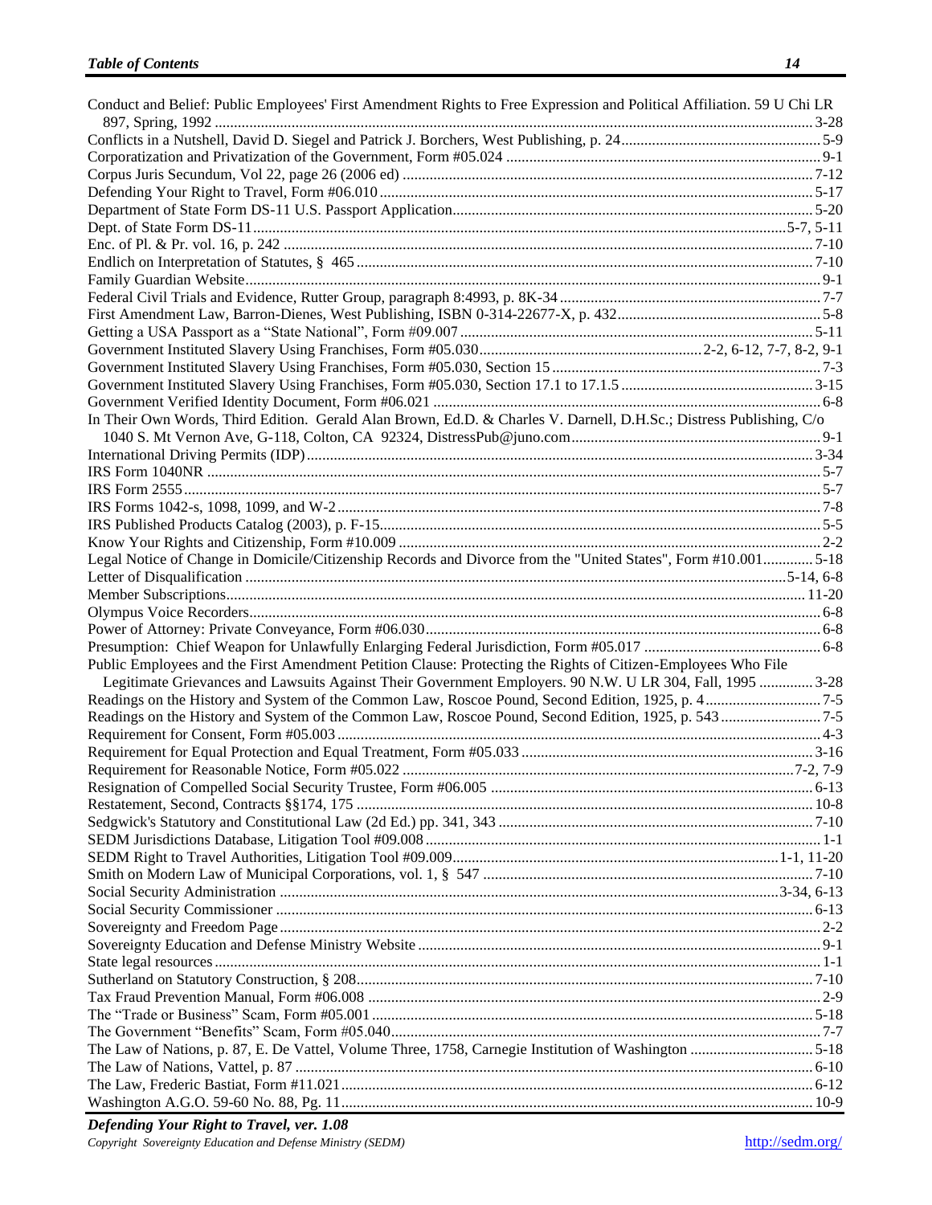Conduct and Belief: Public Employees' First Amendment Rights to Free Expression and Political Affiliation. 59 U Chi LR 897, Spring, 1992 .......... 3-28
Conflicts in a Nutshell, David D. Siegel and Patrick J. Borchers, West Publishing, p. 24 .......... 5-9
Corporatization and Privatization of the Government, Form #05.024 .......... 9-1
Corpus Juris Secundum, Vol 22, page 26 (2006 ed) .......... 7-12
Defending Your Right to Travel, Form #06.010 .......... 5-17
Department of State Form DS-11 U.S. Passport Application .......... 5-20
Dept. of State Form DS-11 .......... 5-7, 5-11
Enc. of Pl. & Pr. vol. 16, p. 242 .......... 7-10
Endlich on Interpretation of Statutes, § 465 .......... 7-10
Family Guardian Website .......... 9-1
Federal Civil Trials and Evidence, Rutter Group, paragraph 8:4993, p. 8K-34 .......... 7-7
First Amendment Law, Barron-Dienes, West Publishing, ISBN 0-314-22677-X, p. 432 .......... 5-8
Getting a USA Passport as a "State National", Form #09.007 .......... 5-11
Government Instituted Slavery Using Franchises, Form #05.030 .......... 2-2, 6-12, 7-7, 8-2, 9-1
Government Instituted Slavery Using Franchises, Form #05.030, Section 15 .......... 7-3
Government Instituted Slavery Using Franchises, Form #05.030, Section 17.1 to 17.1.5 .......... 3-15
Government Verified Identity Document, Form #06.021 .......... 6-8
In Their Own Words, Third Edition. Gerald Alan Brown, Ed.D. & Charles V. Darnell, D.H.Sc.; Distress Publishing, C/o 1040 S. Mt Vernon Ave, G-118, Colton, CA 92324, DistressPub@juno.com .......... 9-1
International Driving Permits (IDP) .......... 3-34
IRS Form 1040NR .......... 5-7
IRS Form 2555 .......... 5-7
IRS Forms 1042-s, 1098, 1099, and W-2 .......... 7-8
IRS Published Products Catalog (2003), p. F-15 .......... 5-5
Know Your Rights and Citizenship, Form #10.009 .......... 2-2
Legal Notice of Change in Domicile/Citizenship Records and Divorce from the "United States", Form #10.001 .......... 5-18
Letter of Disqualification .......... 5-14, 6-8
Member Subscriptions .......... 11-20
Olympus Voice Recorders .......... 6-8
Power of Attorney: Private Conveyance, Form #06.030 .......... 6-8
Presumption: Chief Weapon for Unlawfully Enlarging Federal Jurisdiction, Form #05.017 .......... 6-8
Public Employees and the First Amendment Petition Clause: Protecting the Rights of Citizen-Employees Who File Legitimate Grievances and Lawsuits Against Their Government Employers. 90 N.W. U LR 304, Fall, 1995 .......... 3-28
Readings on the History and System of the Common Law, Roscoe Pound, Second Edition, 1925, p. 4 .......... 7-5
Readings on the History and System of the Common Law, Roscoe Pound, Second Edition, 1925, p. 543 .......... 7-5
Requirement for Consent, Form #05.003 .......... 4-3
Requirement for Equal Protection and Equal Treatment, Form #05.033 .......... 3-16
Requirement for Reasonable Notice, Form #05.022 .......... 7-2, 7-9
Resignation of Compelled Social Security Trustee, Form #06.005 .......... 6-13
Restatement, Second, Contracts §§174, 175 .......... 10-8
Sedgwick's Statutory and Constitutional Law (2d Ed.) pp. 341, 343 .......... 7-10
SEDM Jurisdictions Database, Litigation Tool #09.008 .......... 1-1
SEDM Right to Travel Authorities, Litigation Tool #09.009 .......... 1-1, 11-20
Smith on Modern Law of Municipal Corporations, vol. 1, § 547 .......... 7-10
Social Security Administration .......... 3-34, 6-13
Social Security Commissioner .......... 6-13
Sovereignty and Freedom Page .......... 2-2
Sovereignty Education and Defense Ministry Website .......... 9-1
State legal resources .......... 1-1
Sutherland on Statutory Construction, § 208 .......... 7-10
Tax Fraud Prevention Manual, Form #06.008 .......... 2-9
The "Trade or Business" Scam, Form #05.001 .......... 5-18
The Government "Benefits" Scam, Form #05.040 .......... 7-7
The Law of Nations, p. 87, E. De Vattel, Volume Three, 1758, Carnegie Institution of Washington .......... 5-18
The Law of Nations, Vattel, p. 87 .......... 6-10
The Law, Frederic Bastiat, Form #11.021 .......... 6-12
Washington A.G.O. 59-60 No. 88, Pg. 11 .......... 10-9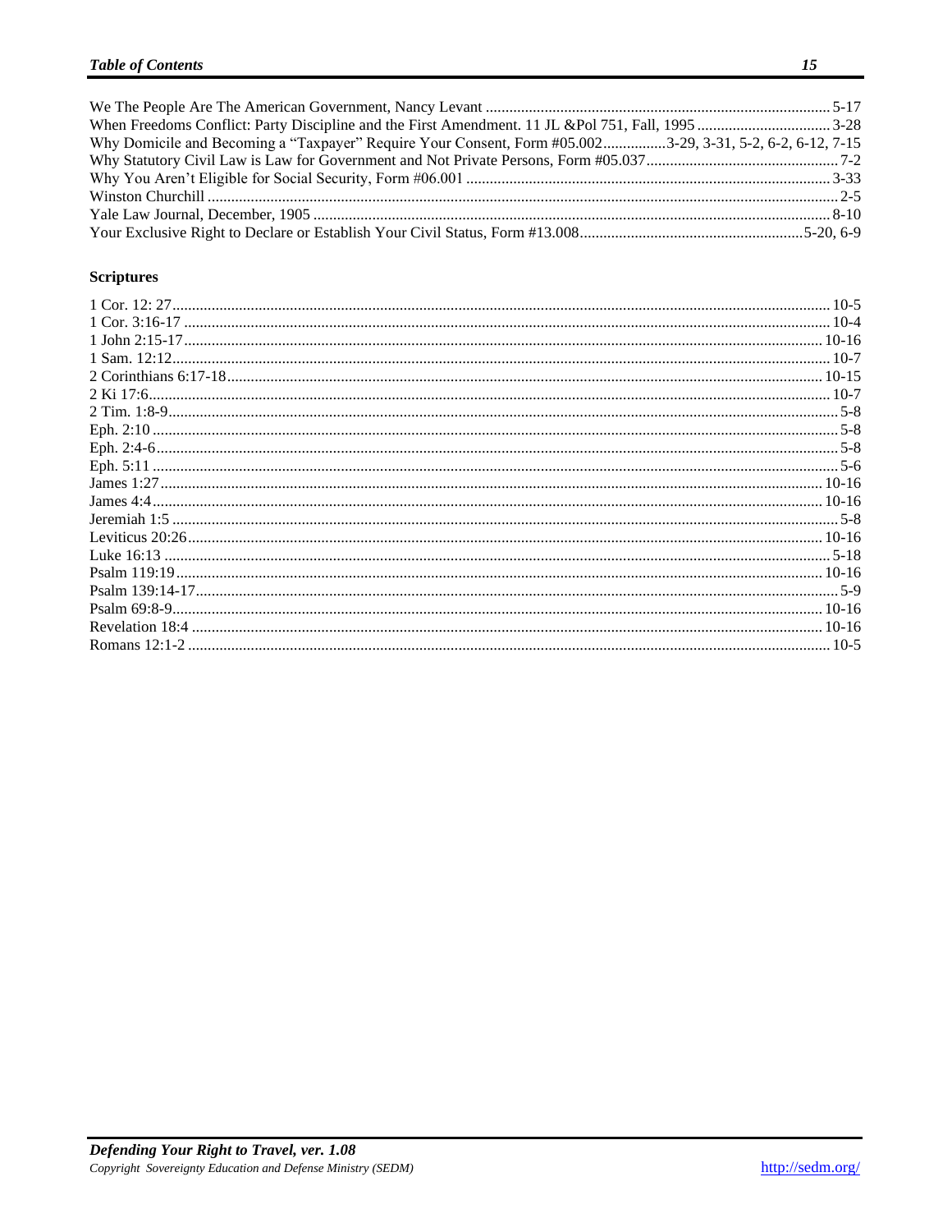We The People Are The American Government, Nancy Levant ........................................................................................ 5-17
When Freedoms Conflict: Party Discipline and the First Amendment. 11 JL &Pol 751, Fall, 1995 .................................. 3-28
Why Domicile and Becoming a "Taxpayer" Require Your Consent, Form #05.002................3-29, 3-31, 5-2, 6-2, 6-12, 7-15
Why Statutory Civil Law is Law for Government and Not Private Persons, Form #05.037................................................ 7-2
Why You Aren't Eligible for Social Security, Form #06.001 ............................................................................................ 3-33
Winston Churchill ............................................................................................................................................................. 2-5
Yale Law Journal, December, 1905 .................................................................................................................................. 8-10
Your Exclusive Right to Declare or Establish Your Civil Status, Form #13.008.........................................................5-20, 6-9

### Scriptures

1 Cor. 12: 27...................................................................................................................................................... 10-5
1 Cor. 3:16-17 .................................................................................................................................................... 10-4
1 John 2:15-17.................................................................................................................................................... 10-16
1 Sam. 12:12...................................................................................................................................................... 10-7
2 Corinthians 6:17-18........................................................................................................................................ 10-15
2 Ki 17:6............................................................................................................................................................ 10-7
2 Tim. 1:8-9.......................................................................................................................................................... 5-8
Eph. 2:10 ............................................................................................................................................................ 5-8
Eph. 2:4-6........................................................................................................................................................... 5-8
Eph. 5:11 ............................................................................................................................................................ 5-6
James 1:27........................................................................................................................................................ 10-16
James 4:4.......................................................................................................................................................... 10-16
Jeremiah 1:5 ....................................................................................................................................................... 5-8
Leviticus 20:26.................................................................................................................................................. 10-16
Luke 16:13 ........................................................................................................................................................ 5-18
Psalm 119:19.................................................................................................................................................... 10-16
Psalm 139:14-17.................................................................................................................................................. 5-9
Psalm 69:8-9..................................................................................................................................................... 10-16
Revelation 18:4 ................................................................................................................................................ 10-16
Romans 12:1-2 .................................................................................................................................................. 10-5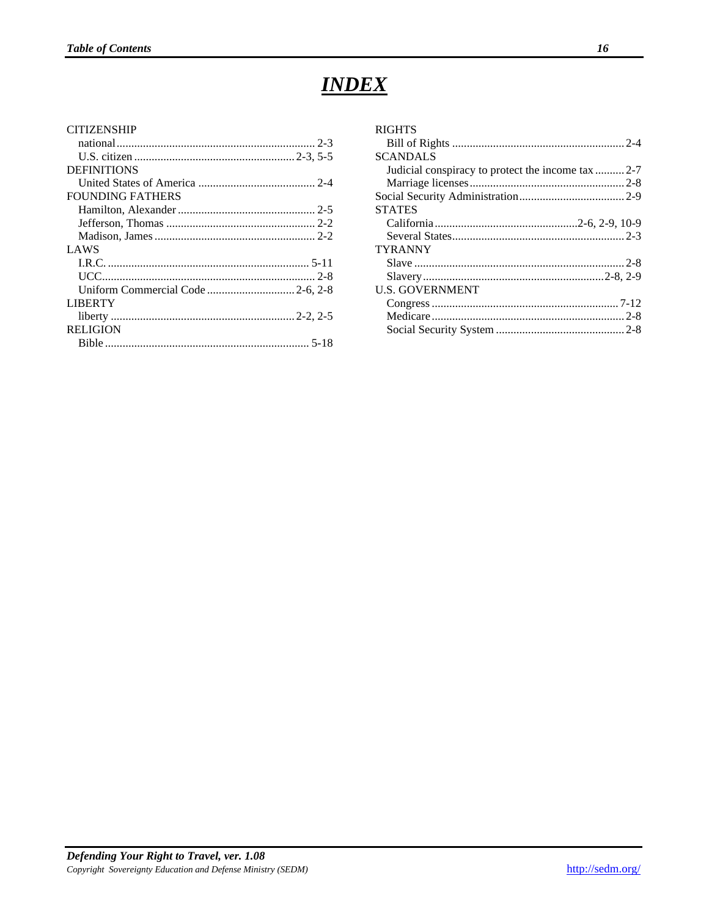# INDEX

CITIZENSHIP
- national ........ 2-3
- U.S. citizen ........ 2-3, 5-5

DEFINITIONS
- United States of America ........ 2-4

FOUNDING FATHERS
- Hamilton, Alexander ........ 2-5
- Jefferson, Thomas ........ 2-2
- Madison, James ........ 2-2

LAWS
- I.R.C. ........ 5-11
- UCC ........ 2-8
- Uniform Commercial Code ........ 2-6, 2-8

LIBERTY
- liberty ........ 2-2, 2-5

RELIGION
- Bible ........ 5-18

RIGHTS
- Bill of Rights ........ 2-4

SCANDALS
- Judicial conspiracy to protect the income tax ........ 2-7
- Marriage licenses ........ 2-8

Social Security Administration ........ 2-9

STATES
- California ........ 2-6, 2-9, 10-9
- Several States ........ 2-3

TYRANNY
- Slave ........ 2-8
- Slavery ........ 2-8, 2-9

U.S. GOVERNMENT
- Congress ........ 7-12
- Medicare ........ 2-8
- Social Security System ........ 2-8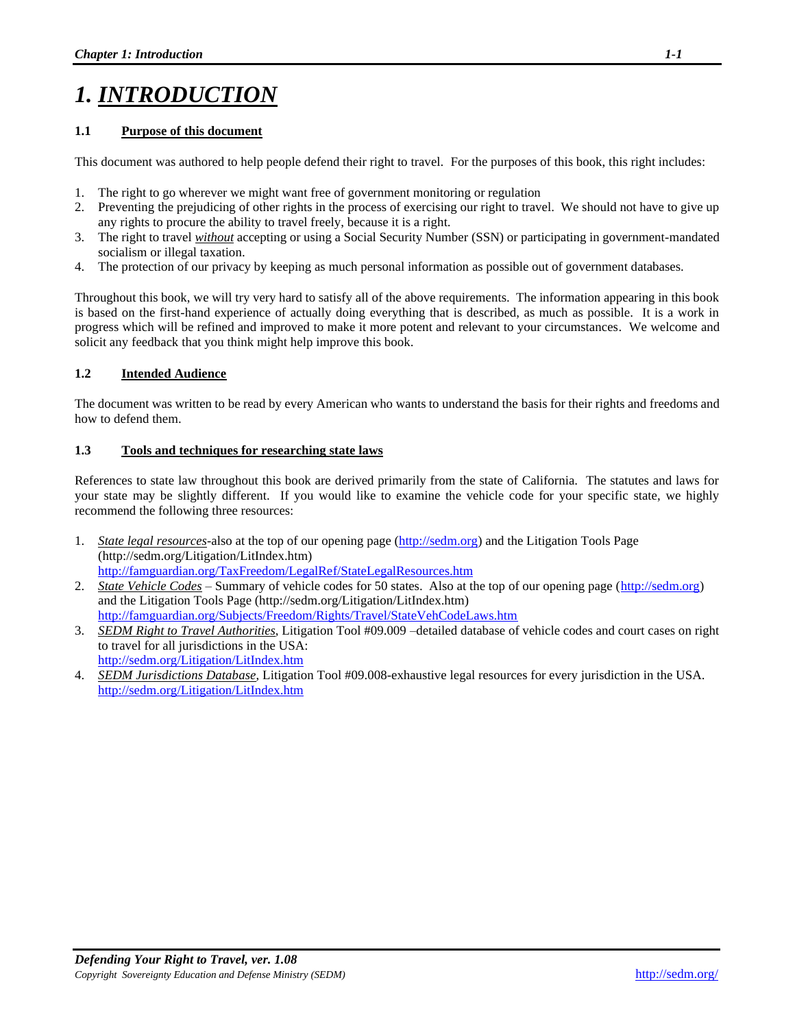# 1. INTRODUCTION

### 1.1 Purpose of this document

This document was authored to help people defend their right to travel. For the purposes of this book, this right includes:

1. The right to go wherever we might want free of government monitoring or regulation
2. Preventing the prejudicing of other rights in the process of exercising our right to travel. We should not have to give up any rights to procure the ability to travel freely, because it is a right.
3. The right to travel ***without*** accepting or using a Social Security Number (SSN) or participating in government-mandated socialism or illegal taxation.
4. The protection of our privacy by keeping as much personal information as possible out of government databases.

Throughout this book, we will try very hard to satisfy all of the above requirements. The information appearing in this book is based on the first-hand experience of actually doing everything that is described, as much as possible. It is a work in progress which will be refined and improved to make it more potent and relevant to your circumstances. We welcome and solicit any feedback that you think might help improve this book.

### 1.2 Intended Audience

The document was written to be read by every American who wants to understand the basis for their rights and freedoms and how to defend them.

### 1.3 Tools and techniques for researching state laws

References to state law throughout this book are derived primarily from the state of California. The statutes and laws for your state may be slightly different. If you would like to examine the vehicle code for your specific state, we highly recommend the following three resources:

1. *State legal resources*-also at the top of our opening page (http://sedm.org) and the Litigation Tools Page (http://sedm.org/Litigation/LitIndex.htm)
   http://famguardian.org/TaxFreedom/LegalRef/StateLegalResources.htm
2. *State Vehicle Codes* – Summary of vehicle codes for 50 states. Also at the top of our opening page (http://sedm.org) and the Litigation Tools Page (http://sedm.org/Litigation/LitIndex.htm)
   http://famguardian.org/Subjects/Freedom/Rights/Travel/StateVehCodeLaws.htm
3. *SEDM Right to Travel Authorities*, Litigation Tool #09.009 –detailed database of vehicle codes and court cases on right to travel for all jurisdictions in the USA:
   http://sedm.org/Litigation/LitIndex.htm
4. *SEDM Jurisdictions Database*, Litigation Tool #09.008-exhaustive legal resources for every jurisdiction in the USA.
   http://sedm.org/Litigation/LitIndex.htm